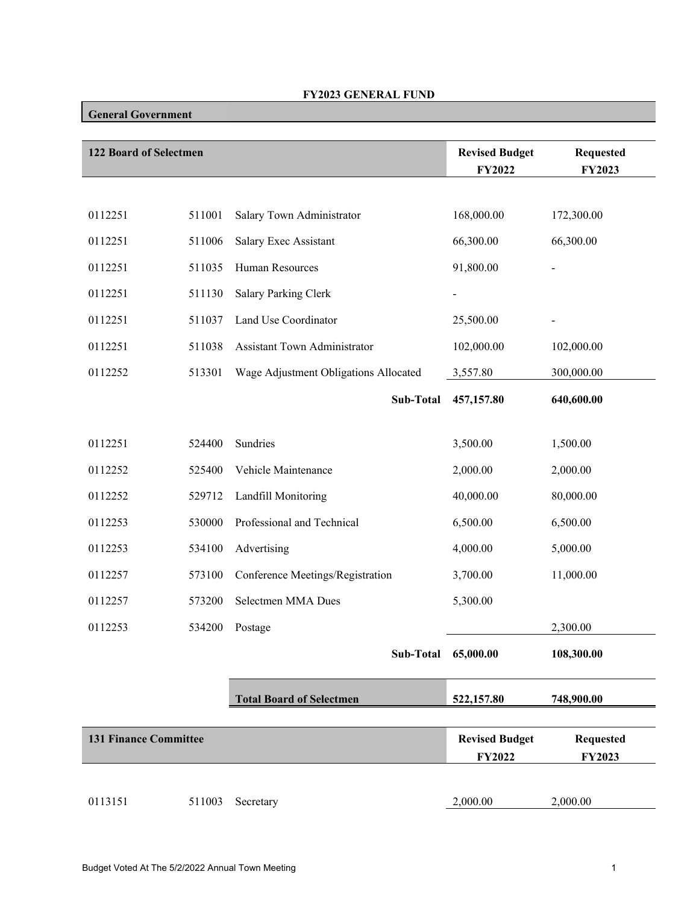# FY2023 GENERAL FUND

## General Government

### 122 Board of Selectmen

| | | | Revised Budget FY2022 | Requested FY2023 |
|---|---|---|---|---|
| 0112251 | 511001 | Salary Town Administrator | 168,000.00 | 172,300.00 |
| 0112251 | 511006 | Salary Exec Assistant | 66,300.00 | 66,300.00 |
| 0112251 | 511035 | Human Resources | 91,800.00 | - |
| 0112251 | 511130 | Salary Parking Clerk | - | |
| 0112251 | 511037 | Land Use Coordinator | 25,500.00 | - |
| 0112251 | 511038 | Assistant Town Administrator | 102,000.00 | 102,000.00 |
| 0112252 | 513301 | Wage Adjustment Obligations Allocated | 3,557.80 | 300,000.00 |
| | | **Sub-Total** | **457,157.80** | **640,600.00** |
| 0112251 | 524400 | Sundries | 3,500.00 | 1,500.00 |
| 0112252 | 525400 | Vehicle Maintenance | 2,000.00 | 2,000.00 |
| 0112252 | 529712 | Landfill Monitoring | 40,000.00 | 80,000.00 |
| 0112253 | 530000 | Professional and Technical | 6,500.00 | 6,500.00 |
| 0112253 | 534100 | Advertising | 4,000.00 | 5,000.00 |
| 0112257 | 573100 | Conference Meetings/Registration | 3,700.00 | 11,000.00 |
| 0112257 | 573200 | Selectmen MMA Dues | 5,300.00 | |
| 0112253 | 534200 | Postage | | 2,300.00 |
| | | **Sub-Total** | **65,000.00** | **108,300.00** |
| | | **Total Board of Selectmen** | **522,157.80** | **748,900.00** |

### 131 Finance Committee

| | | | Revised Budget FY2022 | Requested FY2023 |
|---|---|---|---|---|
| 0113151 | 511003 | Secretary | 2,000.00 | 2,000.00 |

Budget Voted At The 5/2/2022 Annual Town Meeting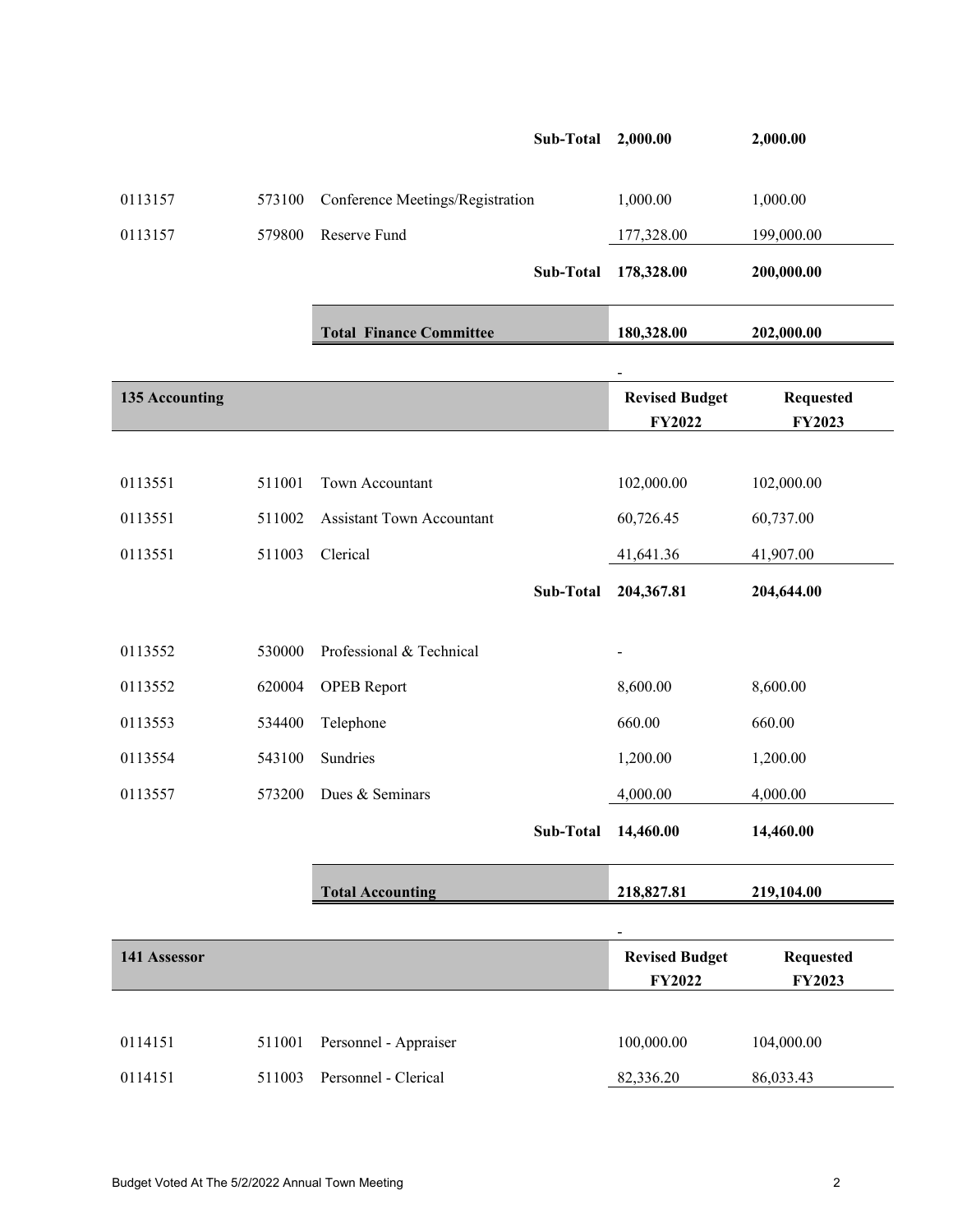| | | | | |
|---|---|---|---|---|
| | | **Sub-Total** | **2,000.00** | **2,000.00** |
| 0113157 | 573100 | Conference Meetings/Registration | 1,000.00 | 1,000.00 |
| 0113157 | 579800 | Reserve Fund | 177,328.00 | 199,000.00 |
| | | **Sub-Total** | **178,328.00** | **200,000.00** |
| | | **Total Finance Committee** | **180,328.00** | **202,000.00** |

| **135 Accounting** | | | **Revised Budget FY2022** | **Requested FY2023** |
|---|---|---|---|---|
| 0113551 | 511001 | Town Accountant | 102,000.00 | 102,000.00 |
| 0113551 | 511002 | Assistant Town Accountant | 60,726.45 | 60,737.00 |
| 0113551 | 511003 | Clerical | 41,641.36 | 41,907.00 |
| | | **Sub-Total** | **204,367.81** | **204,644.00** |
| 0113552 | 530000 | Professional & Technical | - | |
| 0113552 | 620004 | OPEB Report | 8,600.00 | 8,600.00 |
| 0113553 | 534400 | Telephone | 660.00 | 660.00 |
| 0113554 | 543100 | Sundries | 1,200.00 | 1,200.00 |
| 0113557 | 573200 | Dues & Seminars | 4,000.00 | 4,000.00 |
| | | **Sub-Total** | **14,460.00** | **14,460.00** |
| | | **Total Accounting** | **218,827.81** | **219,104.00** |

| **141 Assessor** | | | **Revised Budget FY2022** | **Requested FY2023** |
|---|---|---|---|---|
| 0114151 | 511001 | Personnel - Appraiser | 100,000.00 | 104,000.00 |
| 0114151 | 511003 | Personnel - Clerical | 82,336.20 | 86,033.43 |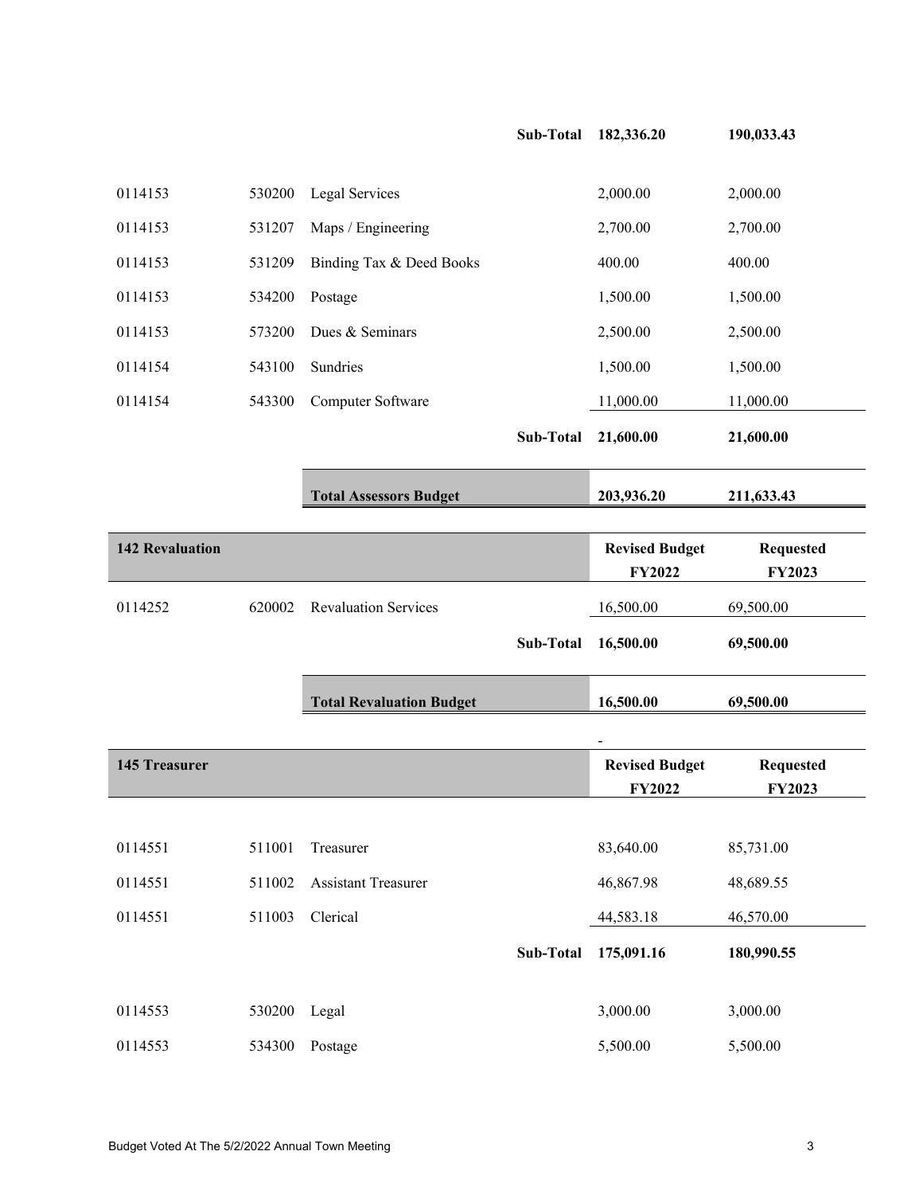| | | | Revised Budget FY2022 | Requested FY2023 |
|---|---|---|---|---|
| | | **Sub-Total** | **182,336.20** | **190,033.43** |
| 0114153 | 530200 | Legal Services | 2,000.00 | 2,000.00 |
| 0114153 | 531207 | Maps / Engineering | 2,700.00 | 2,700.00 |
| 0114153 | 531209 | Binding Tax & Deed Books | 400.00 | 400.00 |
| 0114153 | 534200 | Postage | 1,500.00 | 1,500.00 |
| 0114153 | 573200 | Dues & Seminars | 2,500.00 | 2,500.00 |
| 0114154 | 543100 | Sundries | 1,500.00 | 1,500.00 |
| 0114154 | 543300 | Computer Software | 11,000.00 | 11,000.00 |
| | | **Sub-Total** | **21,600.00** | **21,600.00** |
| | | **Total Assessors Budget** | **203,936.20** | **211,633.43** |

| **142 Revaluation** | | | **Revised Budget FY2022** | **Requested FY2023** |
|---|---|---|---|---|
| 0114252 | 620002 | Revaluation Services | 16,500.00 | 69,500.00 |
| | | **Sub-Total** | **16,500.00** | **69,500.00** |
| | | **Total Revaluation Budget** | **16,500.00** | **69,500.00** |

| **145 Treasurer** | | | **Revised Budget FY2022** | **Requested FY2023** |
|---|---|---|---|---|
| 0114551 | 511001 | Treasurer | 83,640.00 | 85,731.00 |
| 0114551 | 511002 | Assistant Treasurer | 46,867.98 | 48,689.55 |
| 0114551 | 511003 | Clerical | 44,583.18 | 46,570.00 |
| | | **Sub-Total** | **175,091.16** | **180,990.55** |
| 0114553 | 530200 | Legal | 3,000.00 | 3,000.00 |
| 0114553 | 534300 | Postage | 5,500.00 | 5,500.00 |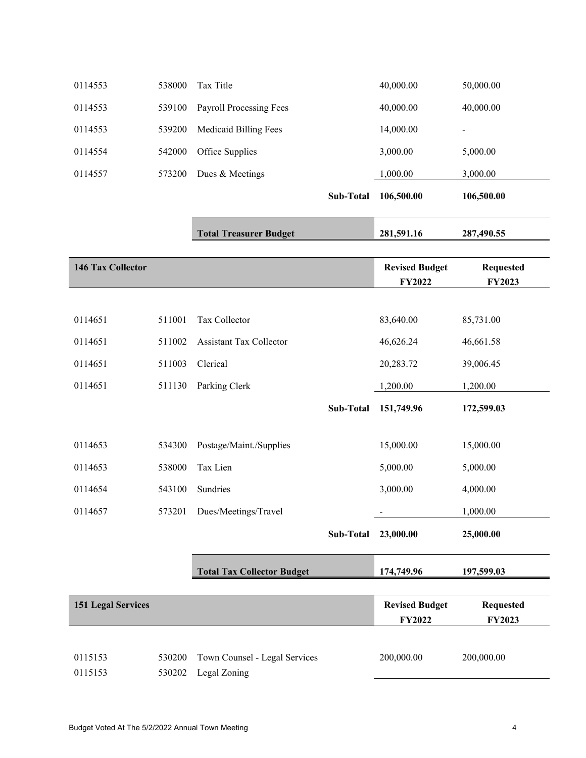| | | | | |
|---|---|---|---|---|
| 0114553 | 538000 | Tax Title | 40,000.00 | 50,000.00 |
| 0114553 | 539100 | Payroll Processing Fees | 40,000.00 | 40,000.00 |
| 0114553 | 539200 | Medicaid Billing Fees | 14,000.00 | - |
| 0114554 | 542000 | Office Supplies | 3,000.00 | 5,000.00 |
| 0114557 | 573200 | Dues & Meetings | 1,000.00 | 3,000.00 |
| | | **Sub-Total** | **106,500.00** | **106,500.00** |
| | | **Total Treasurer Budget** | **281,591.16** | **287,490.55** |

| **146 Tax Collector** | | | **Revised Budget FY2022** | **Requested FY2023** |
|---|---|---|---|---|
| 0114651 | 511001 | Tax Collector | 83,640.00 | 85,731.00 |
| 0114651 | 511002 | Assistant Tax Collector | 46,626.24 | 46,661.58 |
| 0114651 | 511003 | Clerical | 20,283.72 | 39,006.45 |
| 0114651 | 511130 | Parking Clerk | 1,200.00 | 1,200.00 |
| | | **Sub-Total** | **151,749.96** | **172,599.03** |
| 0114653 | 534300 | Postage/Maint./Supplies | 15,000.00 | 15,000.00 |
| 0114653 | 538000 | Tax Lien | 5,000.00 | 5,000.00 |
| 0114654 | 543100 | Sundries | 3,000.00 | 4,000.00 |
| 0114657 | 573201 | Dues/Meetings/Travel | - | 1,000.00 |
| | | **Sub-Total** | **23,000.00** | **25,000.00** |
| | | **Total Tax Collector Budget** | **174,749.96** | **197,599.03** |

| **151 Legal Services** | | | **Revised Budget FY2022** | **Requested FY2023** |
|---|---|---|---|---|
| 0115153 | 530200 | Town Counsel - Legal Services | 200,000.00 | 200,000.00 |
| 0115153 | 530202 | Legal Zoning | | |

Budget Voted At The 5/2/2022 Annual Town Meeting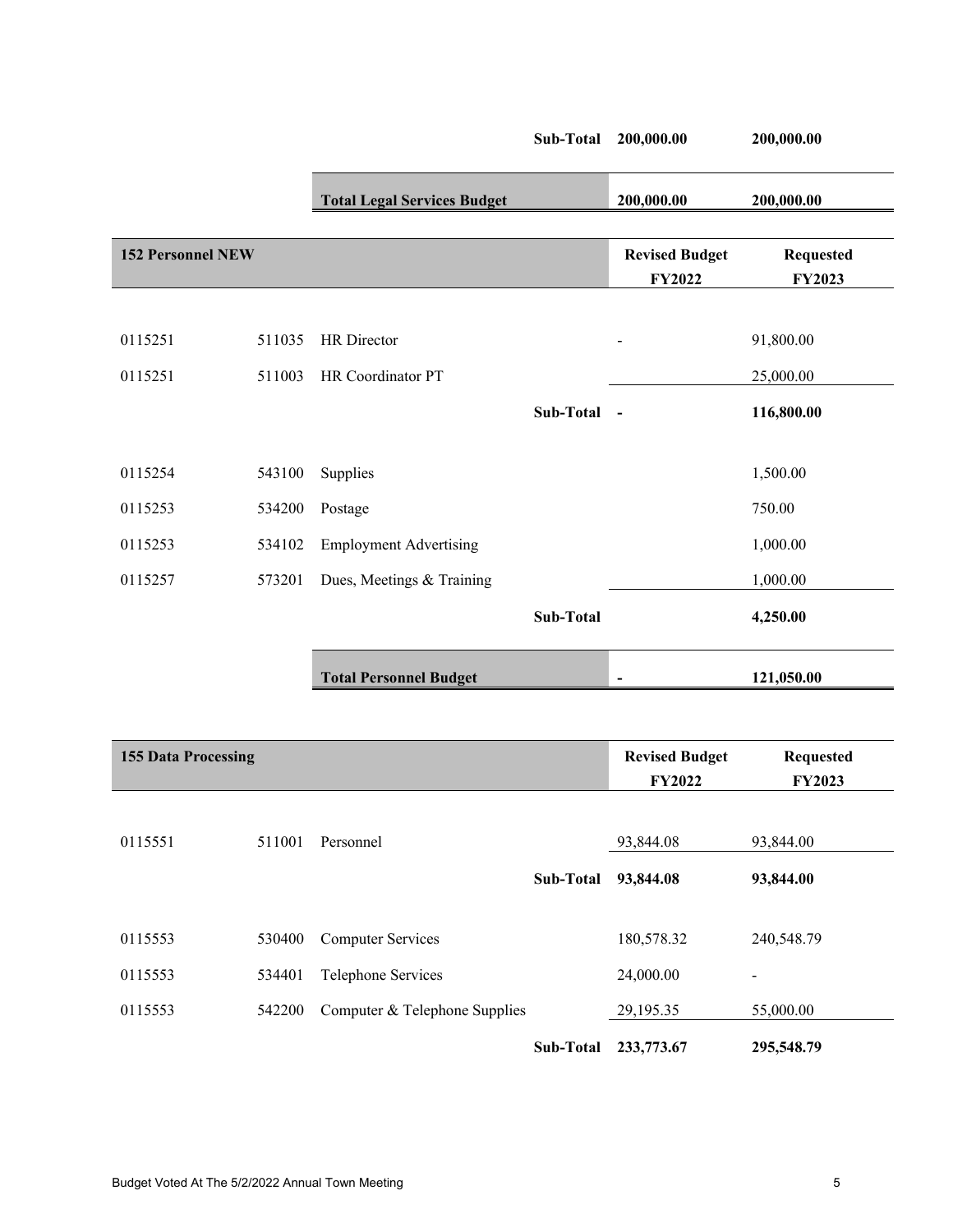| | | | Revised Budget FY2022 | Requested FY2023 |
|---|---|---|---|---|
| | | **Sub-Total** | **200,000.00** | **200,000.00** |
| | | **Total Legal Services Budget** | **200,000.00** | **200,000.00** |

| **152 Personnel NEW** | | | **Revised Budget FY2022** | **Requested FY2023** |
|---|---|---|---|---|
| 0115251 | 511035 | HR Director | - | 91,800.00 |
| 0115251 | 511003 | HR Coordinator PT | | 25,000.00 |
| | | **Sub-Total** | **-** | **116,800.00** |
| 0115254 | 543100 | Supplies | | 1,500.00 |
| 0115253 | 534200 | Postage | | 750.00 |
| 0115253 | 534102 | Employment Advertising | | 1,000.00 |
| 0115257 | 573201 | Dues, Meetings & Training | | 1,000.00 |
| | | **Sub-Total** | | **4,250.00** |
| | | **Total Personnel Budget** | **-** | **121,050.00** |

| **155 Data Processing** | | | **Revised Budget FY2022** | **Requested FY2023** |
|---|---|---|---|---|
| 0115551 | 511001 | Personnel | 93,844.08 | 93,844.00 |
| | | **Sub-Total** | **93,844.08** | **93,844.00** |
| 0115553 | 530400 | Computer Services | 180,578.32 | 240,548.79 |
| 0115553 | 534401 | Telephone Services | 24,000.00 | - |
| 0115553 | 542200 | Computer & Telephone Supplies | 29,195.35 | 55,000.00 |
| | | **Sub-Total** | **233,773.67** | **295,548.79** |

Budget Voted At The 5/2/2022 Annual Town Meeting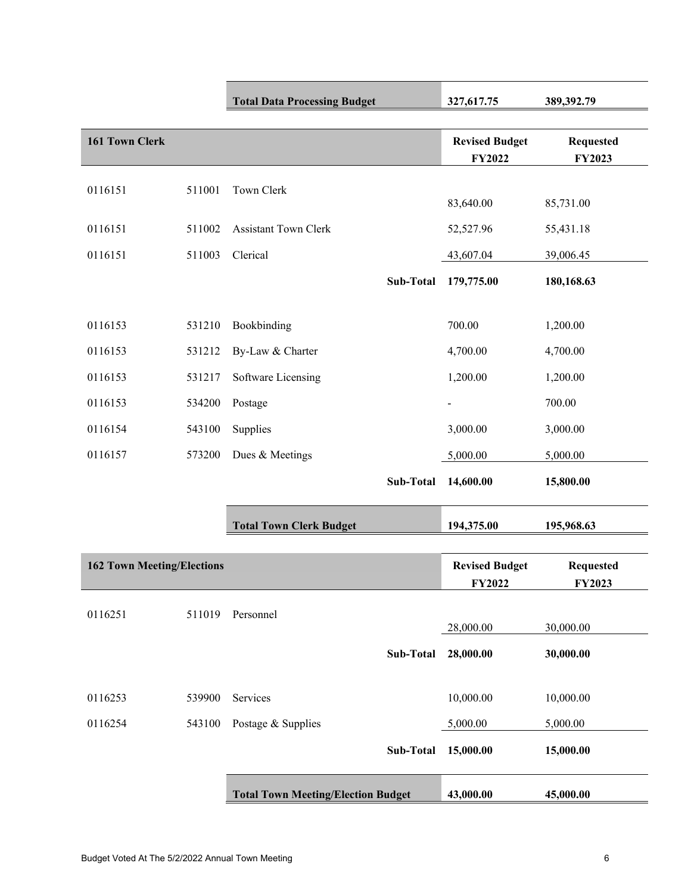| | | Total Data Processing Budget | 327,617.75 | 389,392.79 |
|---|---|---|---|---|

| 161 Town Clerk | | | Revised Budget FY2022 | Requested FY2023 |
|---|---|---|---|---|
| 0116151 | 511001 | Town Clerk | 83,640.00 | 85,731.00 |
| 0116151 | 511002 | Assistant Town Clerk | 52,527.96 | 55,431.18 |
| 0116151 | 511003 | Clerical | 43,607.04 | 39,006.45 |
| | | **Sub-Total** | **179,775.00** | **180,168.63** |
| 0116153 | 531210 | Bookbinding | 700.00 | 1,200.00 |
| 0116153 | 531212 | By-Law & Charter | 4,700.00 | 4,700.00 |
| 0116153 | 531217 | Software Licensing | 1,200.00 | 1,200.00 |
| 0116153 | 534200 | Postage | - | 700.00 |
| 0116154 | 543100 | Supplies | 3,000.00 | 3,000.00 |
| 0116157 | 573200 | Dues & Meetings | 5,000.00 | 5,000.00 |
| | | **Sub-Total** | **14,600.00** | **15,800.00** |
| | | **Total Town Clerk Budget** | **194,375.00** | **195,968.63** |

| 162 Town Meeting/Elections | | | Revised Budget FY2022 | Requested FY2023 |
|---|---|---|---|---|
| 0116251 | 511019 | Personnel | 28,000.00 | 30,000.00 |
| | | **Sub-Total** | **28,000.00** | **30,000.00** |
| 0116253 | 539900 | Services | 10,000.00 | 10,000.00 |
| 0116254 | 543100 | Postage & Supplies | 5,000.00 | 5,000.00 |
| | | **Sub-Total** | **15,000.00** | **15,000.00** |
| | | **Total Town Meeting/Election Budget** | **43,000.00** | **45,000.00** |

Budget Voted At The 5/2/2022 Annual Town Meeting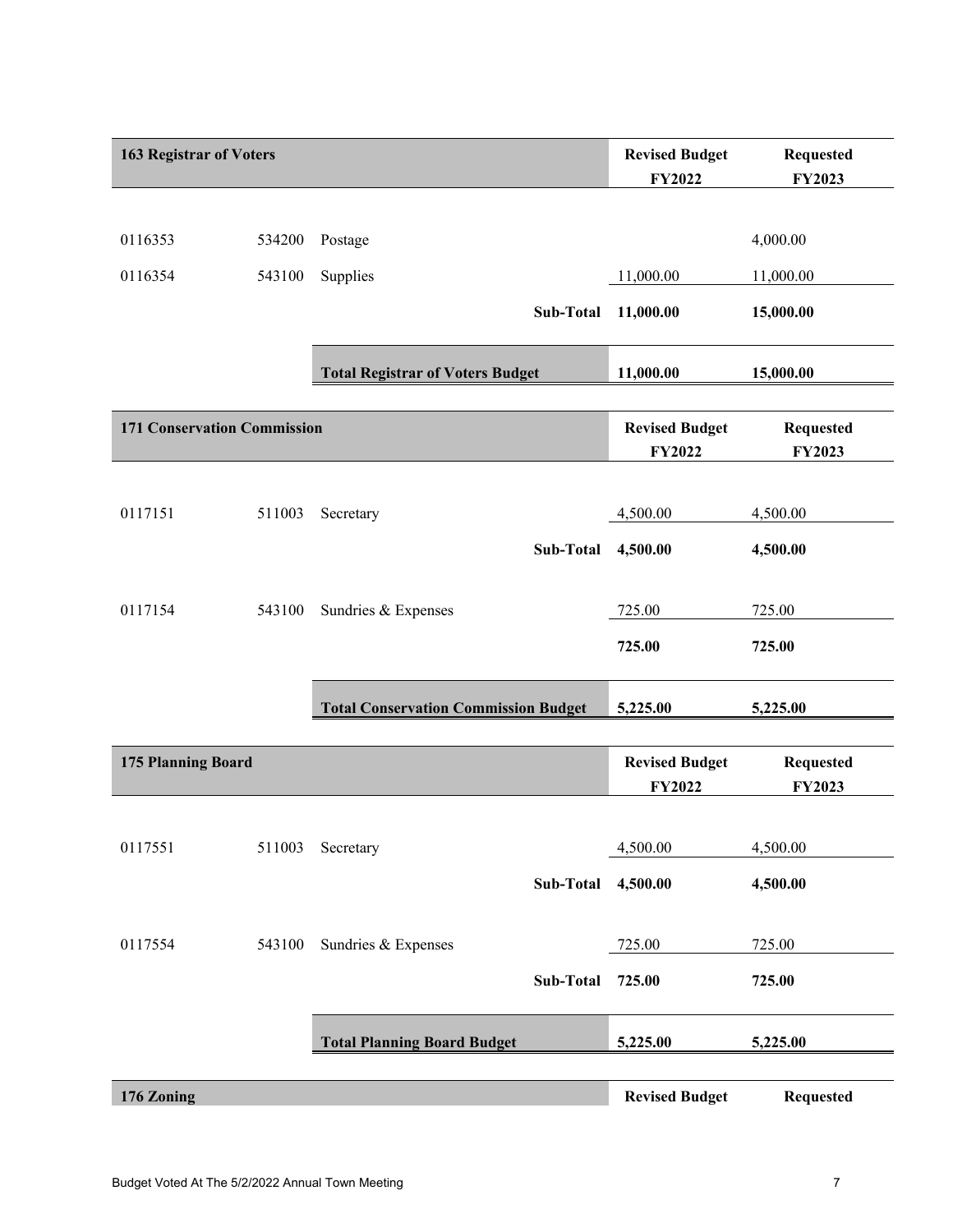| 163 Registrar of Voters | | | Revised Budget FY2022 | Requested FY2023 |
|---|---|---|---|---|
| 0116353 | 534200 | Postage | | 4,000.00 |
| 0116354 | 543100 | Supplies | 11,000.00 | 11,000.00 |
| | | **Sub-Total** | **11,000.00** | **15,000.00** |
| | | **Total Registrar of Voters Budget** | **11,000.00** | **15,000.00** |

| 171 Conservation Commission | | | Revised Budget FY2022 | Requested FY2023 |
|---|---|---|---|---|
| 0117151 | 511003 | Secretary | 4,500.00 | 4,500.00 |
| | | **Sub-Total** | **4,500.00** | **4,500.00** |
| 0117154 | 543100 | Sundries & Expenses | 725.00 | 725.00 |
| | | | **725.00** | **725.00** |
| | | **Total Conservation Commission Budget** | **5,225.00** | **5,225.00** |

| 175 Planning Board | | | Revised Budget FY2022 | Requested FY2023 |
|---|---|---|---|---|
| 0117551 | 511003 | Secretary | 4,500.00 | 4,500.00 |
| | | **Sub-Total** | **4,500.00** | **4,500.00** |
| 0117554 | 543100 | Sundries & Expenses | 725.00 | 725.00 |
| | | **Sub-Total** | **725.00** | **725.00** |
| | | **Total Planning Board Budget** | **5,225.00** | **5,225.00** |

| 176 Zoning | | | Revised Budget | Requested |
|---|---|---|---|---|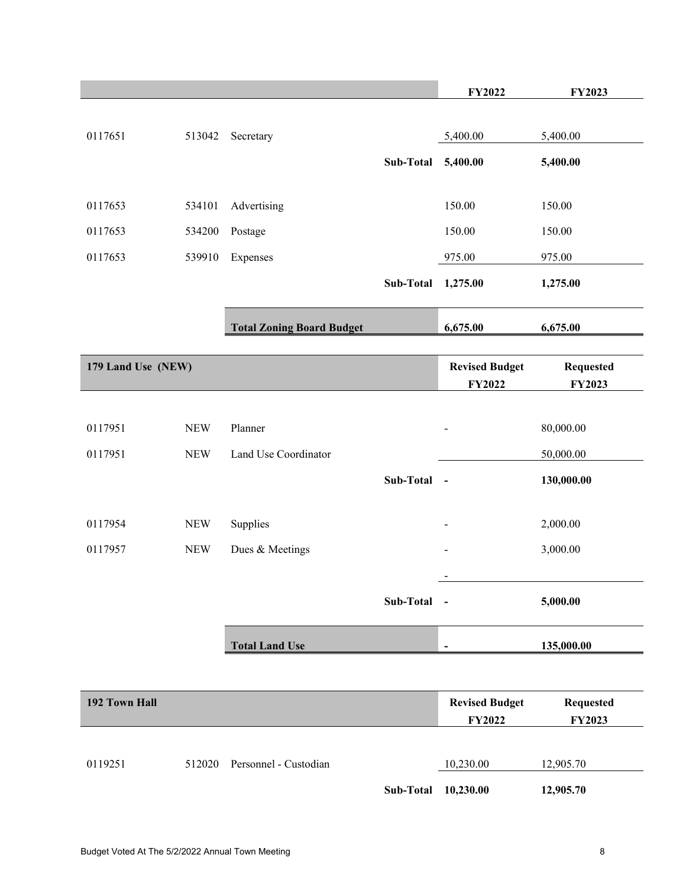| | | | | FY2022 | FY2023 |
|---|---|---|---|---|---|
| 0117651 | 513042 | Secretary | | 5,400.00 | 5,400.00 |
| | | | **Sub-Total** | **5,400.00** | **5,400.00** |
| 0117653 | 534101 | Advertising | | 150.00 | 150.00 |
| 0117653 | 534200 | Postage | | 150.00 | 150.00 |
| 0117653 | 539910 | Expenses | | 975.00 | 975.00 |
| | | | **Sub-Total** | **1,275.00** | **1,275.00** |
| | | **Total Zoning Board Budget** | | **6,675.00** | **6,675.00** |

| 179 Land Use (NEW) | | | | Revised Budget FY2022 | Requested FY2023 |
|---|---|---|---|---|---|
| 0117951 | NEW | Planner | | - | 80,000.00 |
| 0117951 | NEW | Land Use Coordinator | | | 50,000.00 |
| | | | **Sub-Total** | **-** | **130,000.00** |
| 0117954 | NEW | Supplies | | - | 2,000.00 |
| 0117957 | NEW | Dues & Meetings | | - | 3,000.00 |
| | | | | - | |
| | | | **Sub-Total** | **-** | **5,000.00** |
| | | **Total Land Use** | | **-** | **135,000.00** |

| 192 Town Hall | | | | Revised Budget FY2022 | Requested FY2023 |
|---|---|---|---|---|---|
| 0119251 | 512020 | Personnel - Custodian | | 10,230.00 | 12,905.70 |
| | | | **Sub-Total** | **10,230.00** | **12,905.70** |

Budget Voted At The 5/2/2022 Annual Town Meeting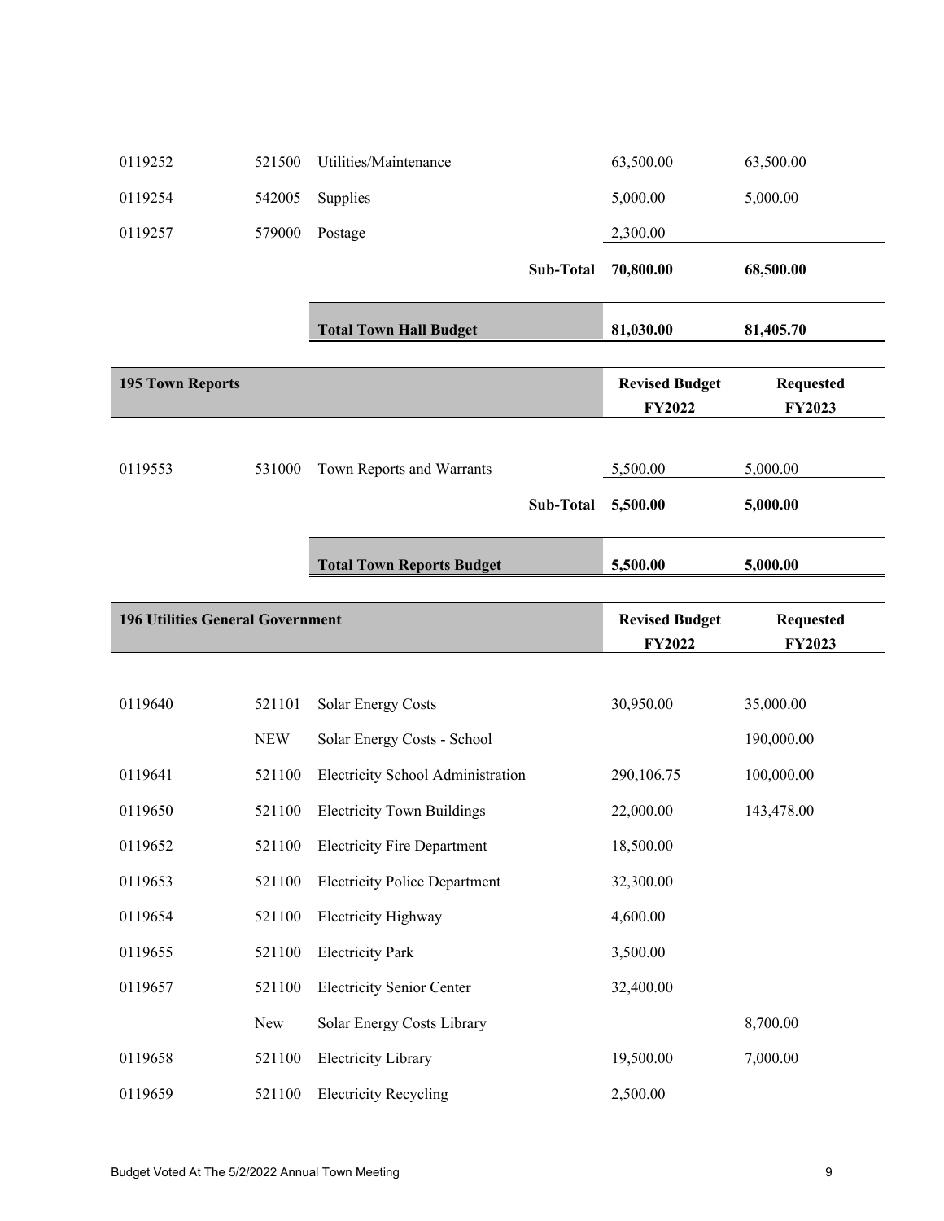| | | | Revised Budget FY2022 | Requested FY2023 |
|---|---|---|---|---|
| 0119252 | 521500 | Utilities/Maintenance | 63,500.00 | 63,500.00 |
| 0119254 | 542005 | Supplies | 5,000.00 | 5,000.00 |
| 0119257 | 579000 | Postage | 2,300.00 | |
| | | **Sub-Total** | **70,800.00** | **68,500.00** |
| | | **Total Town Hall Budget** | **81,030.00** | **81,405.70** |

| **195 Town Reports** | | | **Revised Budget FY2022** | **Requested FY2023** |
|---|---|---|---|---|
| 0119553 | 531000 | Town Reports and Warrants | 5,500.00 | 5,000.00 |
| | | **Sub-Total** | **5,500.00** | **5,000.00** |
| | | **Total Town Reports Budget** | **5,500.00** | **5,000.00** |

| **196 Utilities General Government** | | | **Revised Budget FY2022** | **Requested FY2023** |
|---|---|---|---|---|
| 0119640 | 521101 | Solar Energy Costs | 30,950.00 | 35,000.00 |
| | NEW | Solar Energy Costs - School | | 190,000.00 |
| 0119641 | 521100 | Electricity School Administration | 290,106.75 | 100,000.00 |
| 0119650 | 521100 | Electricity Town Buildings | 22,000.00 | 143,478.00 |
| 0119652 | 521100 | Electricity Fire Department | 18,500.00 | |
| 0119653 | 521100 | Electricity Police Department | 32,300.00 | |
| 0119654 | 521100 | Electricity Highway | 4,600.00 | |
| 0119655 | 521100 | Electricity Park | 3,500.00 | |
| 0119657 | 521100 | Electricity Senior Center | 32,400.00 | |
| | New | Solar Energy Costs Library | | 8,700.00 |
| 0119658 | 521100 | Electricity Library | 19,500.00 | 7,000.00 |
| 0119659 | 521100 | Electricity Recycling | 2,500.00 | |

Budget Voted At The 5/2/2022 Annual Town Meeting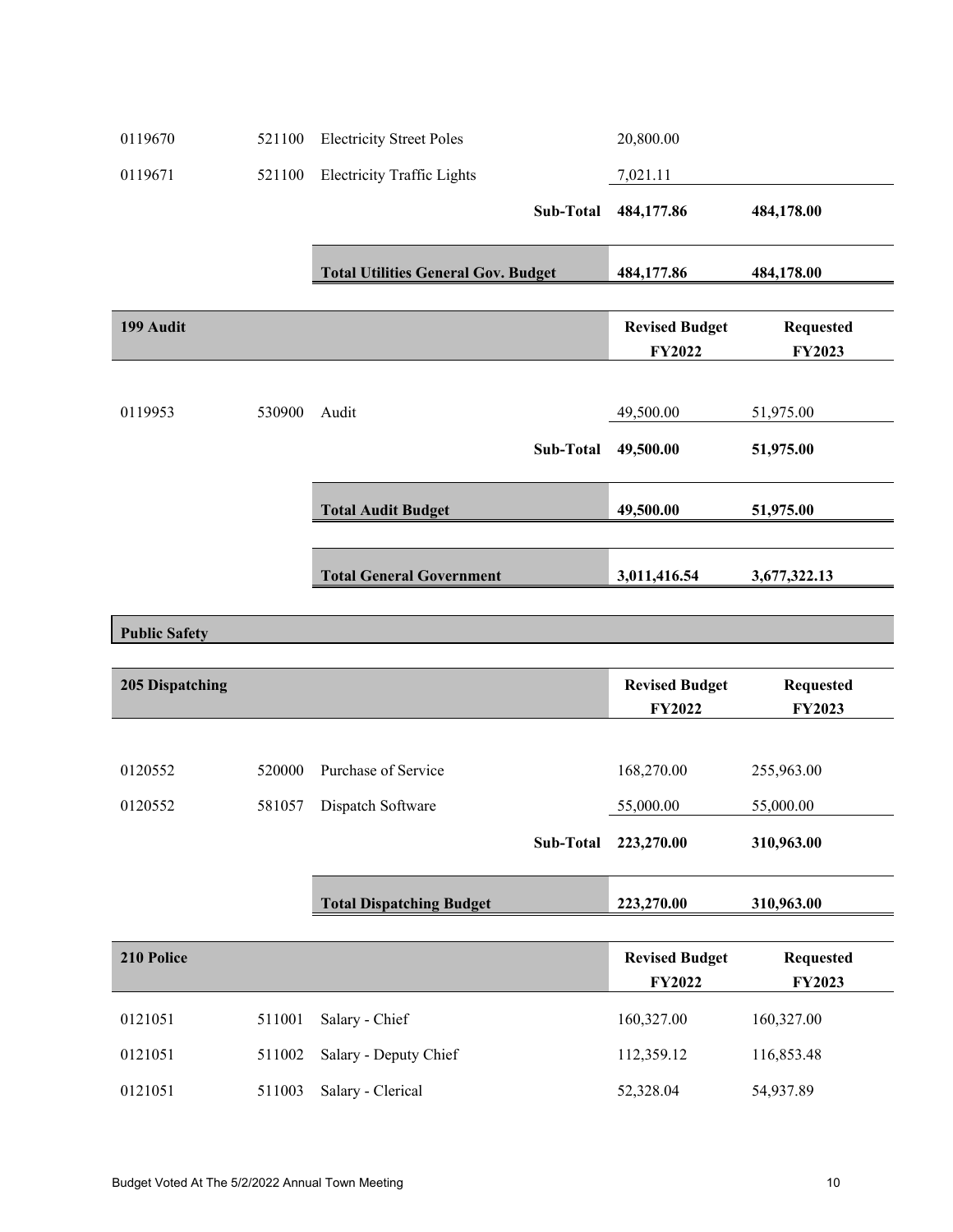| | | | | |
|---|---|---|---|---|
| 0119670 | 521100 | Electricity Street Poles | 20,800.00 | |
| 0119671 | 521100 | Electricity Traffic Lights | 7,021.11 | |
| | | **Sub-Total** | **484,177.86** | **484,178.00** |
| | | **Total Utilities General Gov. Budget** | **484,177.86** | **484,178.00** |

| **199 Audit** | | | **Revised Budget FY2022** | **Requested FY2023** |
|---|---|---|---|---|
| 0119953 | 530900 | Audit | 49,500.00 | 51,975.00 |
| | | **Sub-Total** | **49,500.00** | **51,975.00** |
| | | **Total Audit Budget** | **49,500.00** | **51,975.00** |
| | | **Total General Government** | **3,011,416.54** | **3,677,322.13** |

## Public Safety

| **205 Dispatching** | | | **Revised Budget FY2022** | **Requested FY2023** |
|---|---|---|---|---|
| 0120552 | 520000 | Purchase of Service | 168,270.00 | 255,963.00 |
| 0120552 | 581057 | Dispatch Software | 55,000.00 | 55,000.00 |
| | | **Sub-Total** | **223,270.00** | **310,963.00** |
| | | **Total Dispatching Budget** | **223,270.00** | **310,963.00** |

| **210 Police** | | | **Revised Budget FY2022** | **Requested FY2023** |
|---|---|---|---|---|
| 0121051 | 511001 | Salary - Chief | 160,327.00 | 160,327.00 |
| 0121051 | 511002 | Salary - Deputy Chief | 112,359.12 | 116,853.48 |
| 0121051 | 511003 | Salary - Clerical | 52,328.04 | 54,937.89 |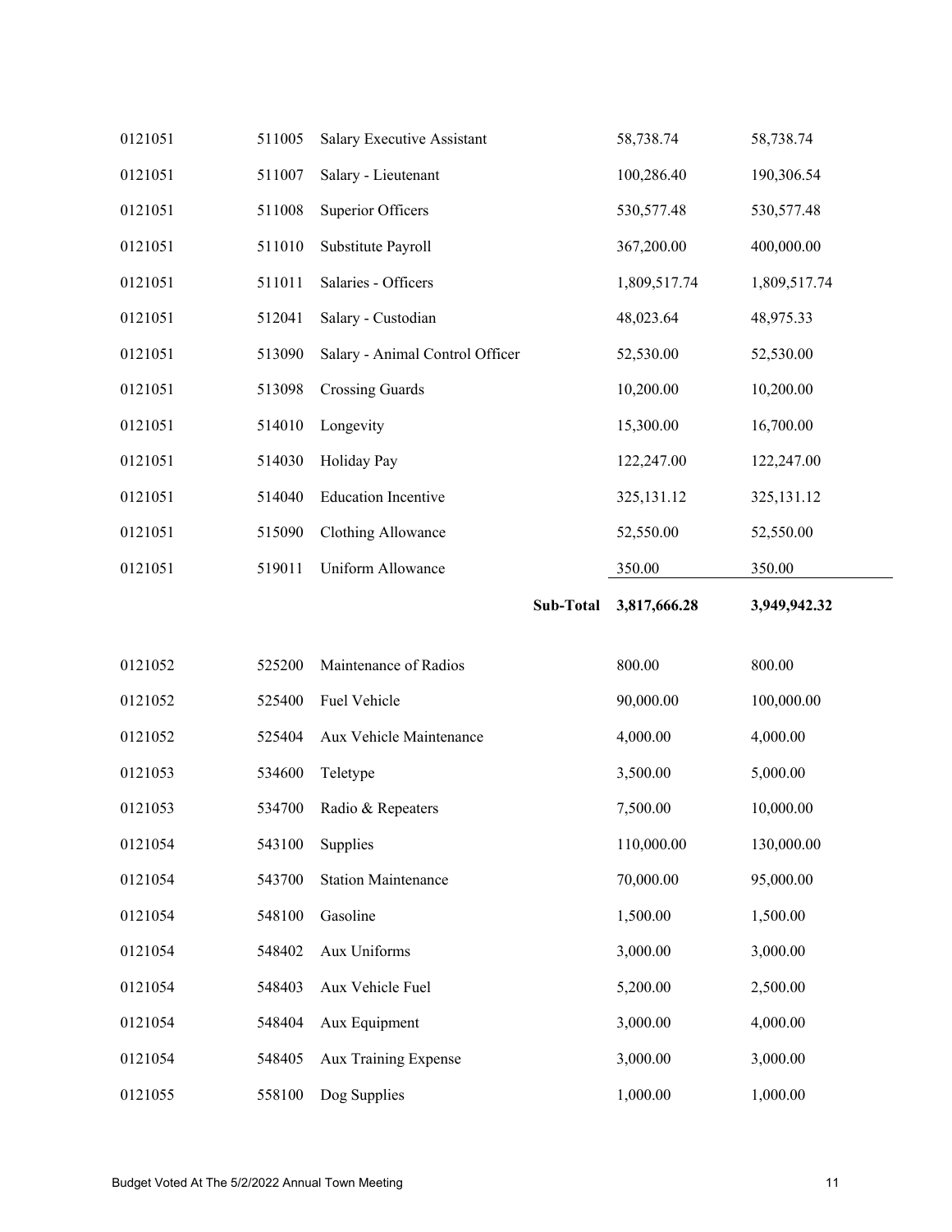| | | | | | |
|---|---|---|---|---|---|
| 0121051 | 511005 | Salary Executive Assistant | | 58,738.74 | 58,738.74 |
| 0121051 | 511007 | Salary - Lieutenant | | 100,286.40 | 190,306.54 |
| 0121051 | 511008 | Superior Officers | | 530,577.48 | 530,577.48 |
| 0121051 | 511010 | Substitute Payroll | | 367,200.00 | 400,000.00 |
| 0121051 | 511011 | Salaries - Officers | | 1,809,517.74 | 1,809,517.74 |
| 0121051 | 512041 | Salary - Custodian | | 48,023.64 | 48,975.33 |
| 0121051 | 513090 | Salary - Animal Control Officer | | 52,530.00 | 52,530.00 |
| 0121051 | 513098 | Crossing Guards | | 10,200.00 | 10,200.00 |
| 0121051 | 514010 | Longevity | | 15,300.00 | 16,700.00 |
| 0121051 | 514030 | Holiday Pay | | 122,247.00 | 122,247.00 |
| 0121051 | 514040 | Education Incentive | | 325,131.12 | 325,131.12 |
| 0121051 | 515090 | Clothing Allowance | | 52,550.00 | 52,550.00 |
| 0121051 | 519011 | Uniform Allowance | | 350.00 | 350.00 |
| | | | **Sub-Total** | **3,817,666.28** | **3,949,942.32** |
| 0121052 | 525200 | Maintenance of Radios | | 800.00 | 800.00 |
| 0121052 | 525400 | Fuel Vehicle | | 90,000.00 | 100,000.00 |
| 0121052 | 525404 | Aux Vehicle Maintenance | | 4,000.00 | 4,000.00 |
| 0121053 | 534600 | Teletype | | 3,500.00 | 5,000.00 |
| 0121053 | 534700 | Radio & Repeaters | | 7,500.00 | 10,000.00 |
| 0121054 | 543100 | Supplies | | 110,000.00 | 130,000.00 |
| 0121054 | 543700 | Station Maintenance | | 70,000.00 | 95,000.00 |
| 0121054 | 548100 | Gasoline | | 1,500.00 | 1,500.00 |
| 0121054 | 548402 | Aux Uniforms | | 3,000.00 | 3,000.00 |
| 0121054 | 548403 | Aux Vehicle Fuel | | 5,200.00 | 2,500.00 |
| 0121054 | 548404 | Aux Equipment | | 3,000.00 | 4,000.00 |
| 0121054 | 548405 | Aux Training Expense | | 3,000.00 | 3,000.00 |
| 0121055 | 558100 | Dog Supplies | | 1,000.00 | 1,000.00 |

Budget Voted At The 5/2/2022 Annual Town Meeting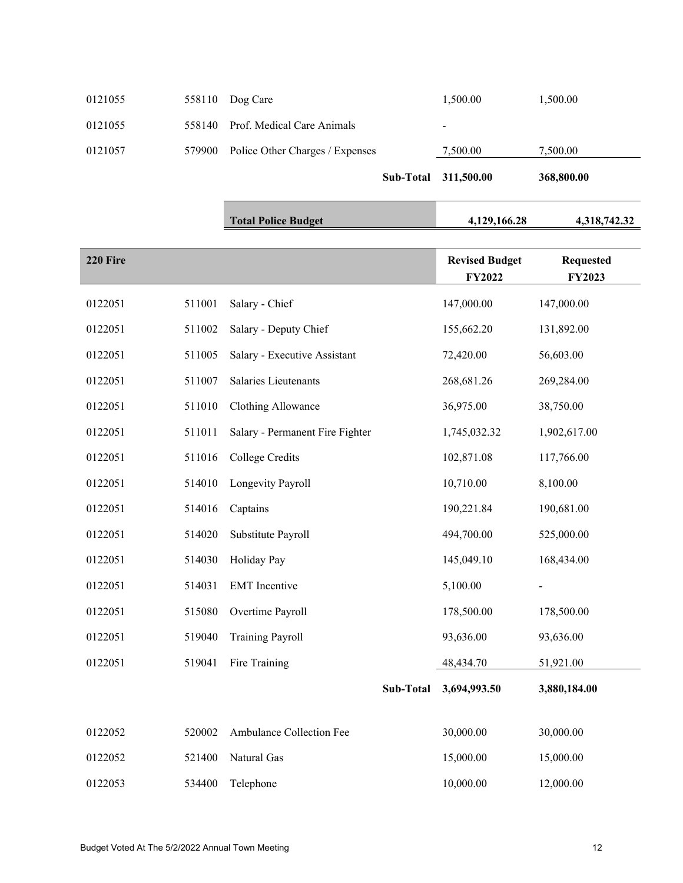| | | | Revised Budget FY2022 | Requested FY2023 |
|---|---|---|---|---|
| 0121055 | 558110 | Dog Care | 1,500.00 | 1,500.00 |
| 0121055 | 558140 | Prof. Medical Care Animals | - | |
| 0121057 | 579900 | Police Other Charges / Expenses | 7,500.00 | 7,500.00 |
| | | **Sub-Total** | **311,500.00** | **368,800.00** |
| | | **Total Police Budget** | **4,129,166.28** | **4,318,742.32** |

| **220 Fire** | | | **Revised Budget FY2022** | **Requested FY2023** |
|---|---|---|---|---|
| 0122051 | 511001 | Salary - Chief | 147,000.00 | 147,000.00 |
| 0122051 | 511002 | Salary - Deputy Chief | 155,662.20 | 131,892.00 |
| 0122051 | 511005 | Salary - Executive Assistant | 72,420.00 | 56,603.00 |
| 0122051 | 511007 | Salaries Lieutenants | 268,681.26 | 269,284.00 |
| 0122051 | 511010 | Clothing Allowance | 36,975.00 | 38,750.00 |
| 0122051 | 511011 | Salary - Permanent Fire Fighter | 1,745,032.32 | 1,902,617.00 |
| 0122051 | 511016 | College Credits | 102,871.08 | 117,766.00 |
| 0122051 | 514010 | Longevity Payroll | 10,710.00 | 8,100.00 |
| 0122051 | 514016 | Captains | 190,221.84 | 190,681.00 |
| 0122051 | 514020 | Substitute Payroll | 494,700.00 | 525,000.00 |
| 0122051 | 514030 | Holiday Pay | 145,049.10 | 168,434.00 |
| 0122051 | 514031 | EMT Incentive | 5,100.00 | - |
| 0122051 | 515080 | Overtime Payroll | 178,500.00 | 178,500.00 |
| 0122051 | 519040 | Training Payroll | 93,636.00 | 93,636.00 |
| 0122051 | 519041 | Fire Training | 48,434.70 | 51,921.00 |
| | | **Sub-Total** | **3,694,993.50** | **3,880,184.00** |
| 0122052 | 520002 | Ambulance Collection Fee | 30,000.00 | 30,000.00 |
| 0122052 | 521400 | Natural Gas | 15,000.00 | 15,000.00 |
| 0122053 | 534400 | Telephone | 10,000.00 | 12,000.00 |

Budget Voted At The 5/2/2022 Annual Town Meeting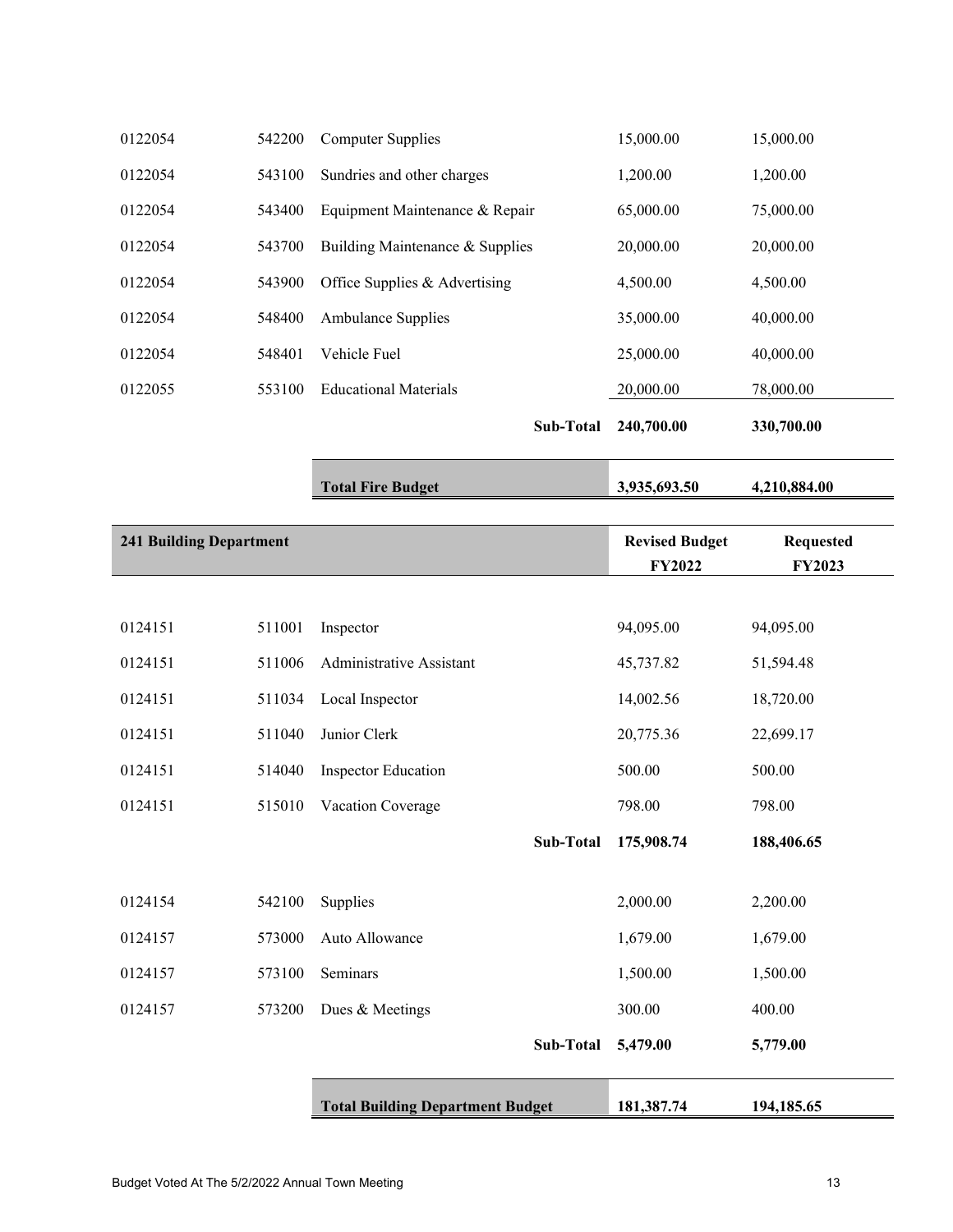| | | | | |
|---|---|---|---|---|
| 0122054 | 542200 | Computer Supplies | 15,000.00 | 15,000.00 |
| 0122054 | 543100 | Sundries and other charges | 1,200.00 | 1,200.00 |
| 0122054 | 543400 | Equipment Maintenance & Repair | 65,000.00 | 75,000.00 |
| 0122054 | 543700 | Building Maintenance & Supplies | 20,000.00 | 20,000.00 |
| 0122054 | 543900 | Office Supplies & Advertising | 4,500.00 | 4,500.00 |
| 0122054 | 548400 | Ambulance Supplies | 35,000.00 | 40,000.00 |
| 0122054 | 548401 | Vehicle Fuel | 25,000.00 | 40,000.00 |
| 0122055 | 553100 | Educational Materials | 20,000.00 | 78,000.00 |
| | | **Sub-Total** | **240,700.00** | **330,700.00** |
| | | **Total Fire Budget** | **3,935,693.50** | **4,210,884.00** |

| **241 Building Department** | | | **Revised Budget FY2022** | **Requested FY2023** |
|---|---|---|---|---|
| 0124151 | 511001 | Inspector | 94,095.00 | 94,095.00 |
| 0124151 | 511006 | Administrative Assistant | 45,737.82 | 51,594.48 |
| 0124151 | 511034 | Local Inspector | 14,002.56 | 18,720.00 |
| 0124151 | 511040 | Junior Clerk | 20,775.36 | 22,699.17 |
| 0124151 | 514040 | Inspector Education | 500.00 | 500.00 |
| 0124151 | 515010 | Vacation Coverage | 798.00 | 798.00 |
| | | **Sub-Total** | **175,908.74** | **188,406.65** |
| 0124154 | 542100 | Supplies | 2,000.00 | 2,200.00 |
| 0124157 | 573000 | Auto Allowance | 1,679.00 | 1,679.00 |
| 0124157 | 573100 | Seminars | 1,500.00 | 1,500.00 |
| 0124157 | 573200 | Dues & Meetings | 300.00 | 400.00 |
| | | **Sub-Total** | **5,479.00** | **5,779.00** |
| | | **Total Building Department Budget** | **181,387.74** | **194,185.65** |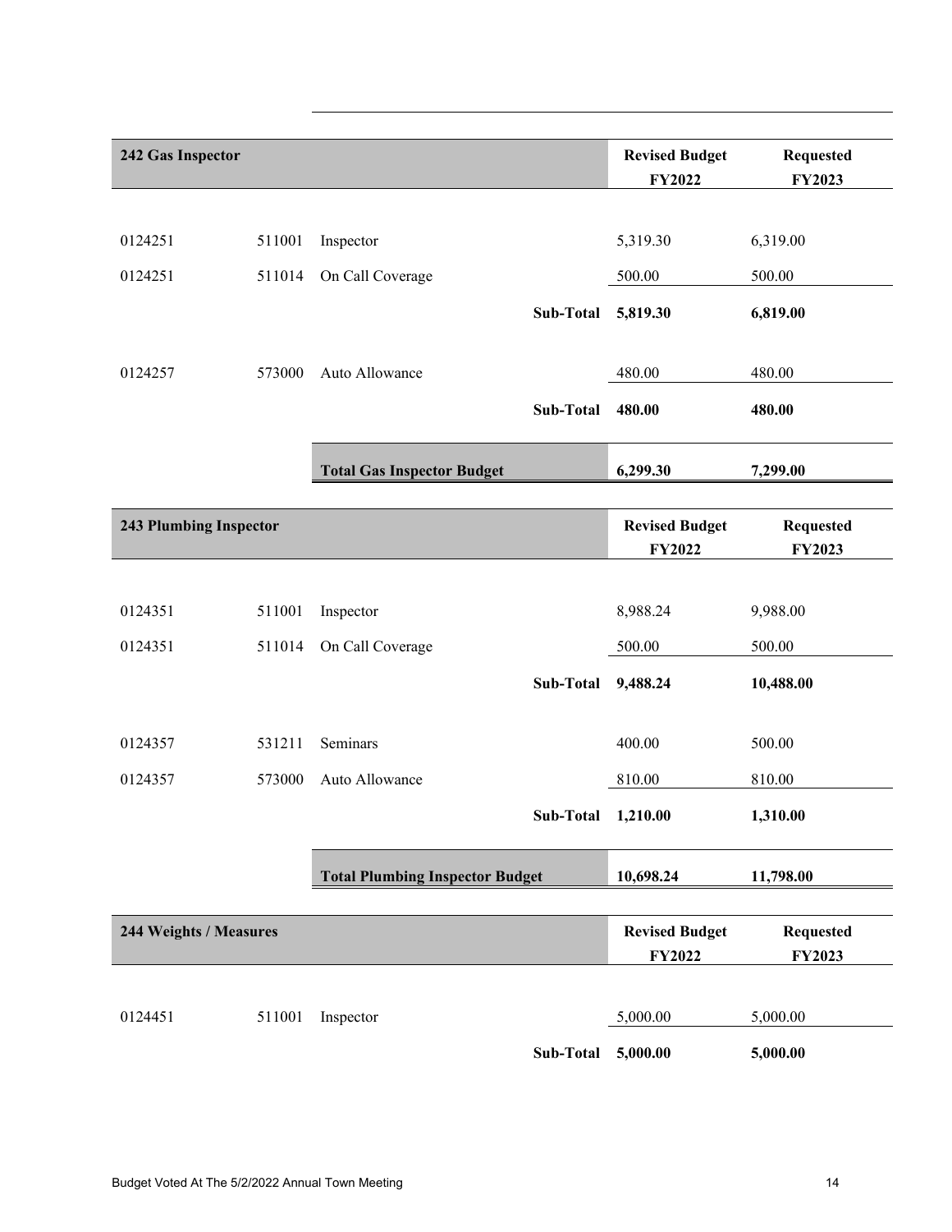| 242 Gas Inspector | | | | Revised Budget FY2022 | Requested FY2023 |
|---|---|---|---|---|---|
| 0124251 | 511001 | Inspector | | 5,319.30 | 6,319.00 |
| 0124251 | 511014 | On Call Coverage | | 500.00 | 500.00 |
| | | | **Sub-Total** | **5,819.30** | **6,819.00** |
| 0124257 | 573000 | Auto Allowance | | 480.00 | 480.00 |
| | | | **Sub-Total** | **480.00** | **480.00** |
| | | **Total Gas Inspector Budget** | | **6,299.30** | **7,299.00** |

| 243 Plumbing Inspector | | | | Revised Budget FY2022 | Requested FY2023 |
|---|---|---|---|---|---|
| 0124351 | 511001 | Inspector | | 8,988.24 | 9,988.00 |
| 0124351 | 511014 | On Call Coverage | | 500.00 | 500.00 |
| | | | **Sub-Total** | **9,488.24** | **10,488.00** |
| 0124357 | 531211 | Seminars | | 400.00 | 500.00 |
| 0124357 | 573000 | Auto Allowance | | 810.00 | 810.00 |
| | | | **Sub-Total** | **1,210.00** | **1,310.00** |
| | | **Total Plumbing Inspector Budget** | | **10,698.24** | **11,798.00** |

| 244 Weights / Measures | | | | Revised Budget FY2022 | Requested FY2023 |
|---|---|---|---|---|---|
| 0124451 | 511001 | Inspector | | 5,000.00 | 5,000.00 |
| | | | **Sub-Total** | **5,000.00** | **5,000.00** |

Budget Voted At The 5/2/2022 Annual Town Meeting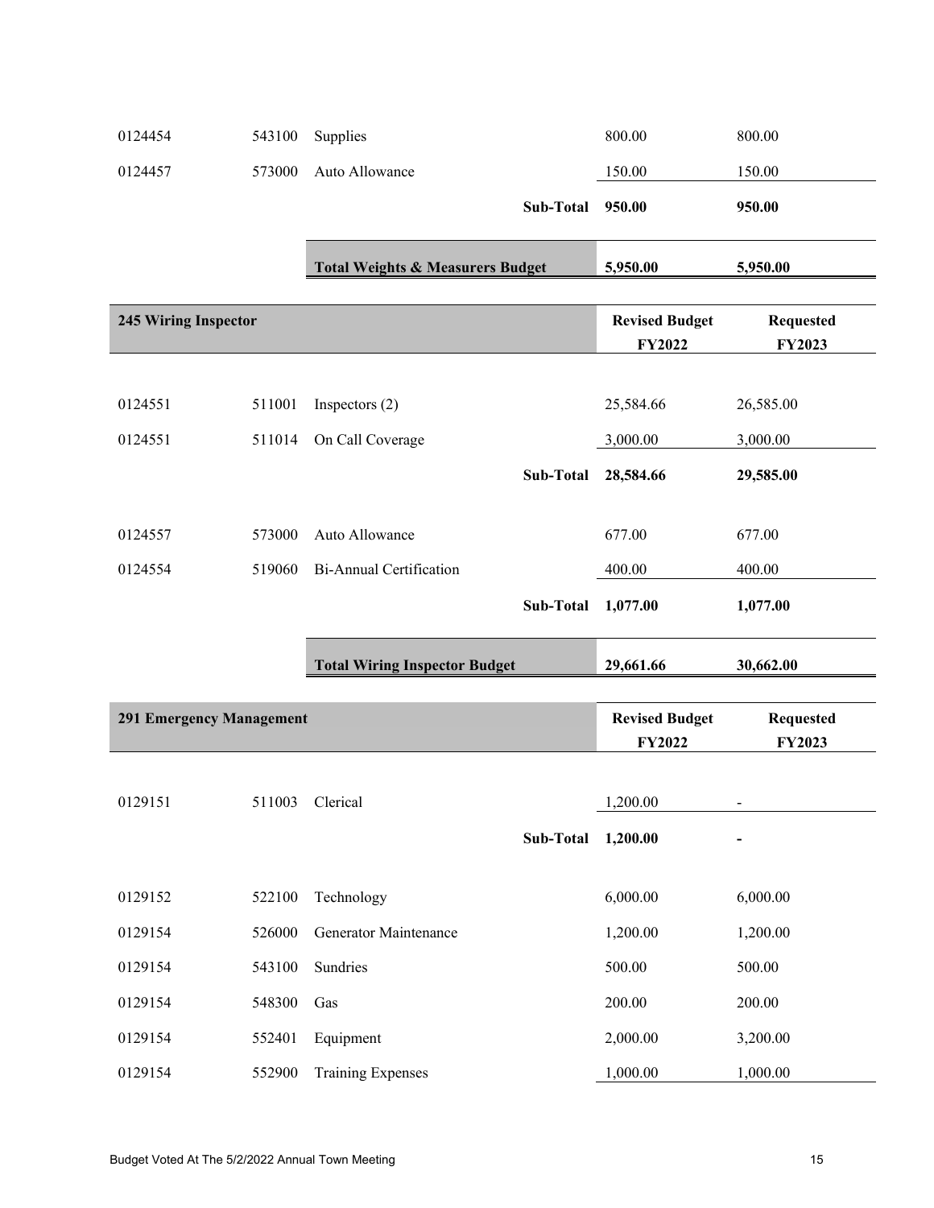| | | | Revised Budget FY2022 | Requested FY2023 |
|---|---|---|---|---|
| 0124454 | 543100 | Supplies | 800.00 | 800.00 |
| 0124457 | 573000 | Auto Allowance | 150.00 | 150.00 |
| | | **Sub-Total** | **950.00** | **950.00** |
| | | **Total Weights & Measurers Budget** | **5,950.00** | **5,950.00** |

| **245 Wiring Inspector** | | | **Revised Budget FY2022** | **Requested FY2023** |
|---|---|---|---|---|
| 0124551 | 511001 | Inspectors (2) | 25,584.66 | 26,585.00 |
| 0124551 | 511014 | On Call Coverage | 3,000.00 | 3,000.00 |
| | | **Sub-Total** | **28,584.66** | **29,585.00** |
| 0124557 | 573000 | Auto Allowance | 677.00 | 677.00 |
| 0124554 | 519060 | Bi-Annual Certification | 400.00 | 400.00 |
| | | **Sub-Total** | **1,077.00** | **1,077.00** |
| | | **Total Wiring Inspector Budget** | **29,661.66** | **30,662.00** |

| **291 Emergency Management** | | | **Revised Budget FY2022** | **Requested FY2023** |
|---|---|---|---|---|
| 0129151 | 511003 | Clerical | 1,200.00 | - |
| | | **Sub-Total** | **1,200.00** | **-** |
| 0129152 | 522100 | Technology | 6,000.00 | 6,000.00 |
| 0129154 | 526000 | Generator Maintenance | 1,200.00 | 1,200.00 |
| 0129154 | 543100 | Sundries | 500.00 | 500.00 |
| 0129154 | 548300 | Gas | 200.00 | 200.00 |
| 0129154 | 552401 | Equipment | 2,000.00 | 3,200.00 |
| 0129154 | 552900 | Training Expenses | 1,000.00 | 1,000.00 |

Budget Voted At The 5/2/2022 Annual Town Meeting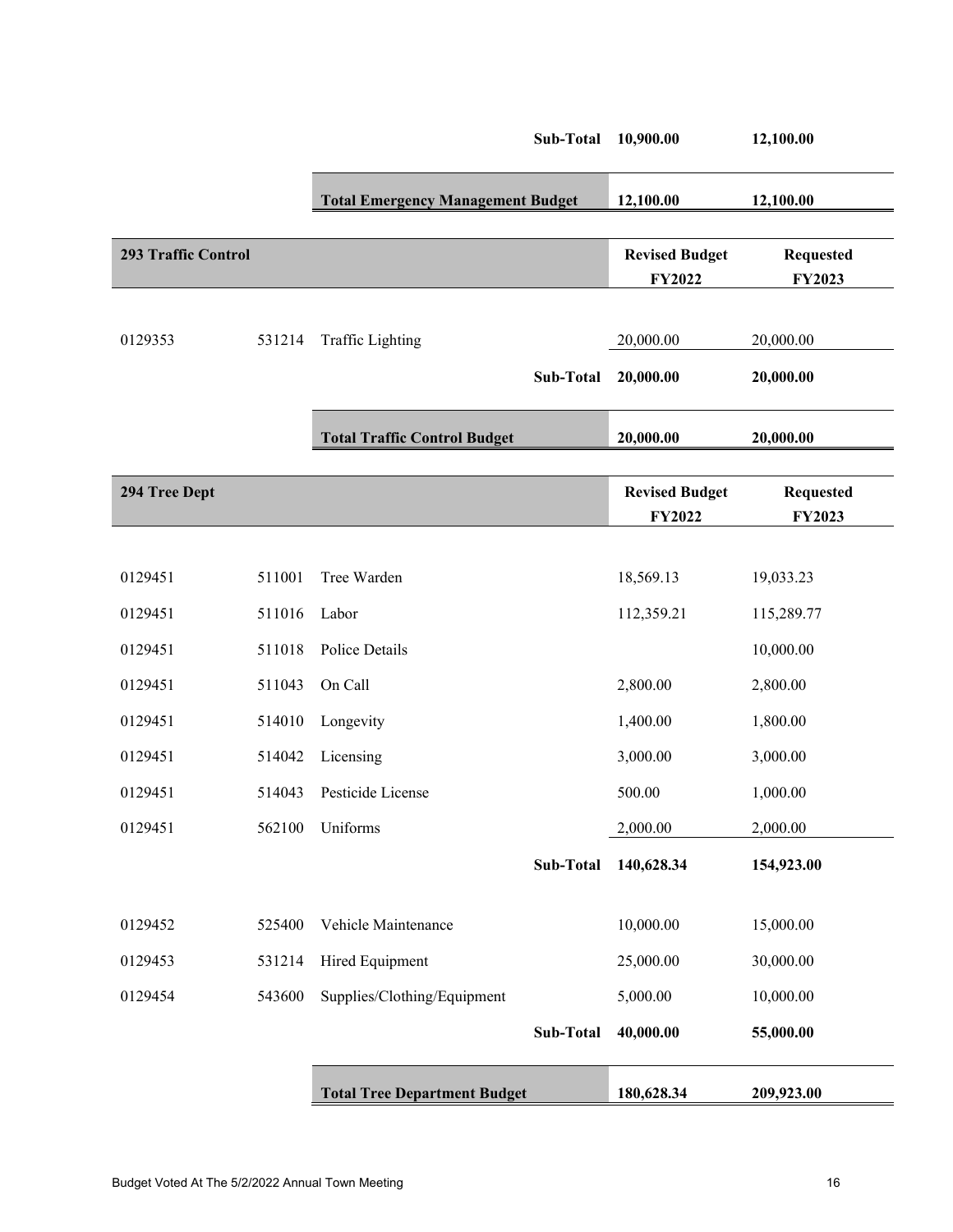| | | | | |
|---|---|---|---|---|
| | | **Sub-Total** | **10,900.00** | **12,100.00** |
| | | **Total Emergency Management Budget** | **12,100.00** | **12,100.00** |

| **293 Traffic Control** | | | **Revised Budget FY2022** | **Requested FY2023** |
|---|---|---|---|---|
| 0129353 | 531214 | Traffic Lighting | 20,000.00 | 20,000.00 |
| | | **Sub-Total** | **20,000.00** | **20,000.00** |
| | | **Total Traffic Control Budget** | **20,000.00** | **20,000.00** |

| **294 Tree Dept** | | | **Revised Budget FY2022** | **Requested FY2023** |
|---|---|---|---|---|
| 0129451 | 511001 | Tree Warden | 18,569.13 | 19,033.23 |
| 0129451 | 511016 | Labor | 112,359.21 | 115,289.77 |
| 0129451 | 511018 | Police Details | | 10,000.00 |
| 0129451 | 511043 | On Call | 2,800.00 | 2,800.00 |
| 0129451 | 514010 | Longevity | 1,400.00 | 1,800.00 |
| 0129451 | 514042 | Licensing | 3,000.00 | 3,000.00 |
| 0129451 | 514043 | Pesticide License | 500.00 | 1,000.00 |
| 0129451 | 562100 | Uniforms | 2,000.00 | 2,000.00 |
| | | **Sub-Total** | **140,628.34** | **154,923.00** |
| 0129452 | 525400 | Vehicle Maintenance | 10,000.00 | 15,000.00 |
| 0129453 | 531214 | Hired Equipment | 25,000.00 | 30,000.00 |
| 0129454 | 543600 | Supplies/Clothing/Equipment | 5,000.00 | 10,000.00 |
| | | **Sub-Total** | **40,000.00** | **55,000.00** |
| | | **Total Tree Department Budget** | **180,628.34** | **209,923.00** |

Budget Voted At The 5/2/2022 Annual Town Meeting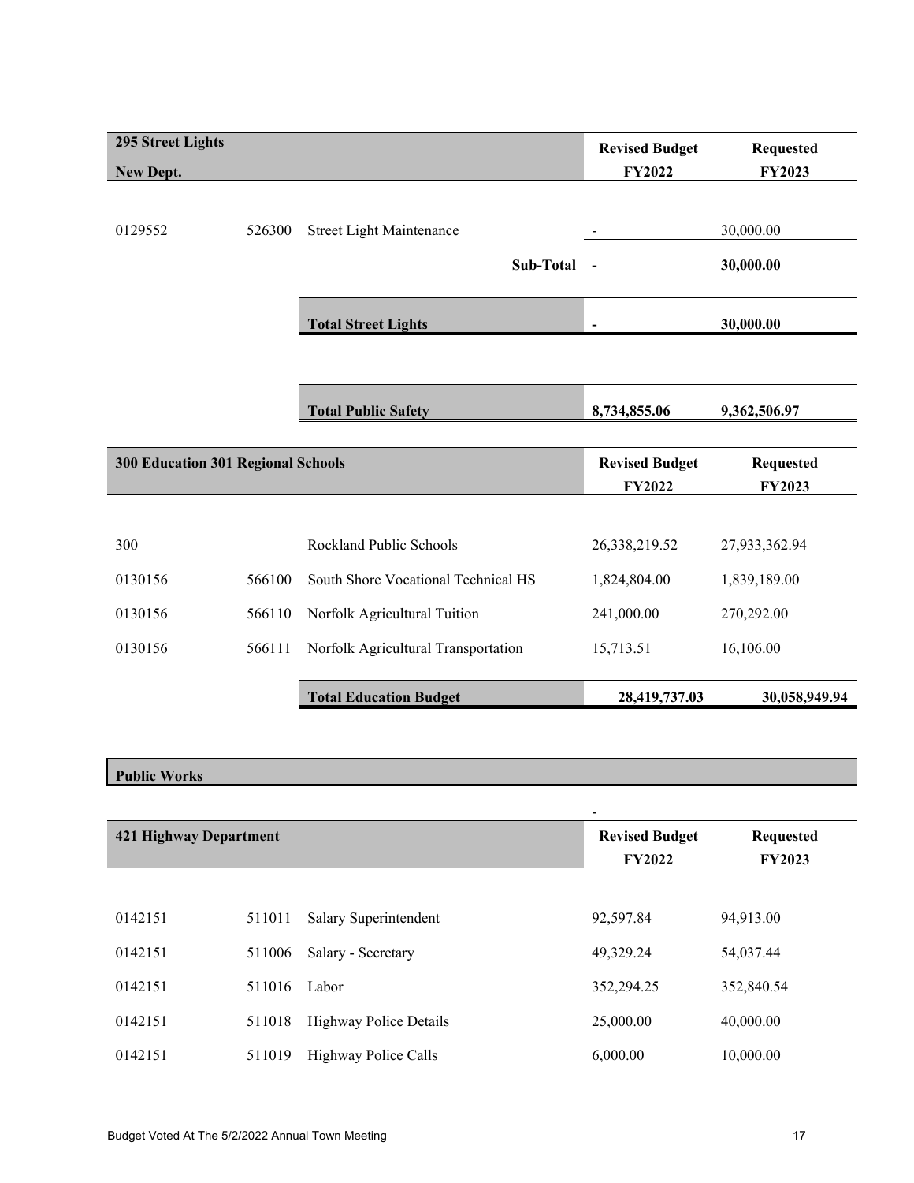| 295 Street Lights<br>New Dept. | | | Revised Budget<br>FY2022 | Requested<br>FY2023 |
|---|---|---|---|---|
| 0129552 | 526300 | Street Light Maintenance | - | 30,000.00 |
| | | **Sub-Total** | **-** | **30,000.00** |
| | | **Total Street Lights** | **-** | **30,000.00** |

| | | | | |
|---|---|---|---|---|
| | | **Total Public Safety** | **8,734,855.06** | **9,362,506.97** |

| 300 Education 301 Regional Schools | | | Revised Budget<br>FY2022 | Requested<br>FY2023 |
|---|---|---|---|---|
| 300 | | Rockland Public Schools | 26,338,219.52 | 27,933,362.94 |
| 0130156 | 566100 | South Shore Vocational Technical HS | 1,824,804.00 | 1,839,189.00 |
| 0130156 | 566110 | Norfolk Agricultural Tuition | 241,000.00 | 270,292.00 |
| 0130156 | 566111 | Norfolk Agricultural Transportation | 15,713.51 | 16,106.00 |
| | | **Total Education Budget** | **28,419,737.03** | **30,058,949.94** |

## Public Works

| 421 Highway Department | | | Revised Budget<br>FY2022 | Requested<br>FY2023 |
|---|---|---|---|---|
| 0142151 | 511011 | Salary Superintendent | 92,597.84 | 94,913.00 |
| 0142151 | 511006 | Salary - Secretary | 49,329.24 | 54,037.44 |
| 0142151 | 511016 | Labor | 352,294.25 | 352,840.54 |
| 0142151 | 511018 | Highway Police Details | 25,000.00 | 40,000.00 |
| 0142151 | 511019 | Highway Police Calls | 6,000.00 | 10,000.00 |

Budget Voted At The 5/2/2022 Annual Town Meeting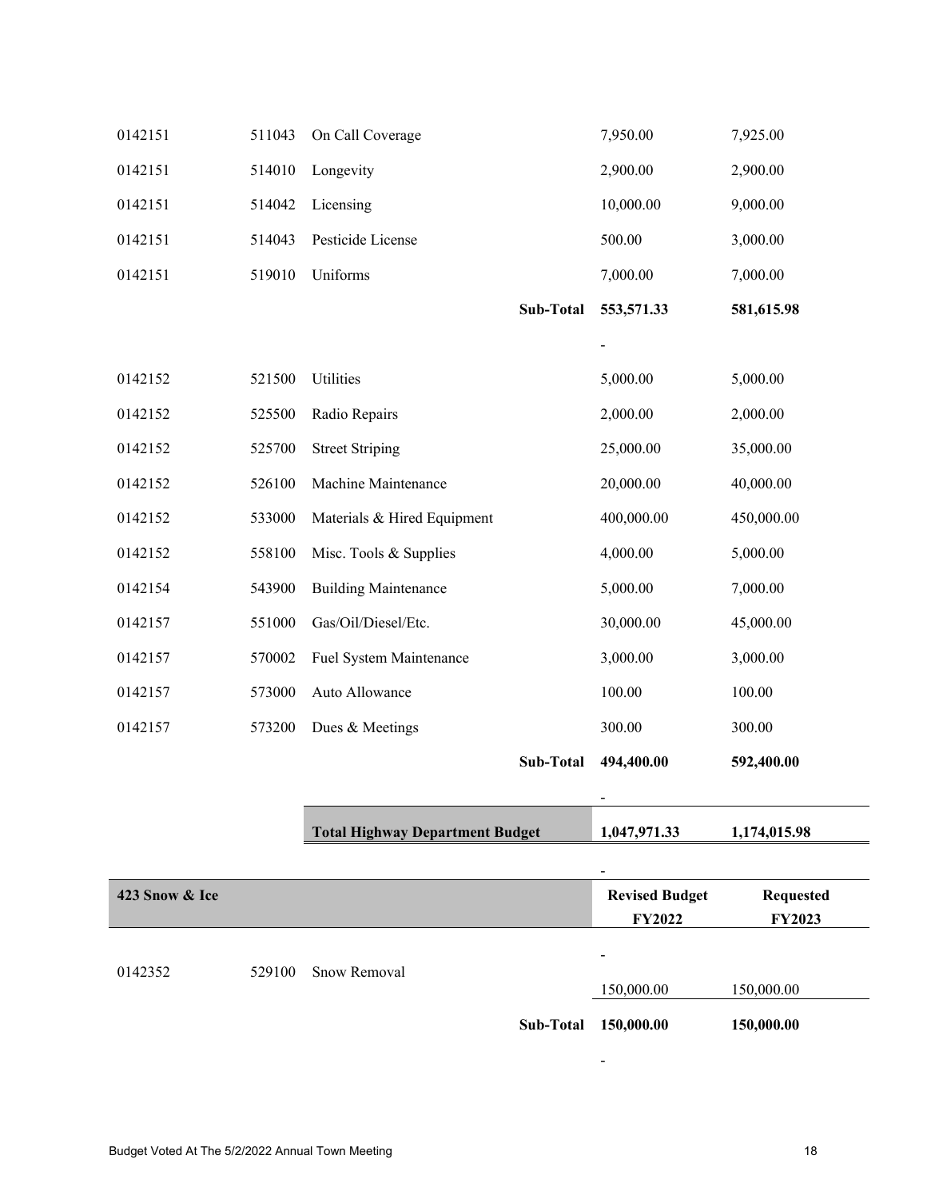| | | | Revised Budget FY2022 | Requested FY2023 |
|---|---|---|---|---|
| 0142151 | 511043 | On Call Coverage | 7,950.00 | 7,925.00 |
| 0142151 | 514010 | Longevity | 2,900.00 | 2,900.00 |
| 0142151 | 514042 | Licensing | 10,000.00 | 9,000.00 |
| 0142151 | 514043 | Pesticide License | 500.00 | 3,000.00 |
| 0142151 | 519010 | Uniforms | 7,000.00 | 7,000.00 |
| | | **Sub-Total** | **553,571.33** | **581,615.98** |
| | | | - | |
| 0142152 | 521500 | Utilities | 5,000.00 | 5,000.00 |
| 0142152 | 525500 | Radio Repairs | 2,000.00 | 2,000.00 |
| 0142152 | 525700 | Street Striping | 25,000.00 | 35,000.00 |
| 0142152 | 526100 | Machine Maintenance | 20,000.00 | 40,000.00 |
| 0142152 | 533000 | Materials & Hired Equipment | 400,000.00 | 450,000.00 |
| 0142152 | 558100 | Misc. Tools & Supplies | 4,000.00 | 5,000.00 |
| 0142154 | 543900 | Building Maintenance | 5,000.00 | 7,000.00 |
| 0142157 | 551000 | Gas/Oil/Diesel/Etc. | 30,000.00 | 45,000.00 |
| 0142157 | 570002 | Fuel System Maintenance | 3,000.00 | 3,000.00 |
| 0142157 | 573000 | Auto Allowance | 100.00 | 100.00 |
| 0142157 | 573200 | Dues & Meetings | 300.00 | 300.00 |
| | | **Sub-Total** | **494,400.00** | **592,400.00** |
| | | | - | |
| | | **Total Highway Department Budget** | **1,047,971.33** | **1,174,015.98** |
| | | | - | |

| 423 Snow & Ice | | | Revised Budget FY2022 | Requested FY2023 |
|---|---|---|---|---|
| | | | - | |
| 0142352 | 529100 | Snow Removal | 150,000.00 | 150,000.00 |
| | | **Sub-Total** | **150,000.00** | **150,000.00** |
| | | | - | |

Budget Voted At The 5/2/2022 Annual Town Meeting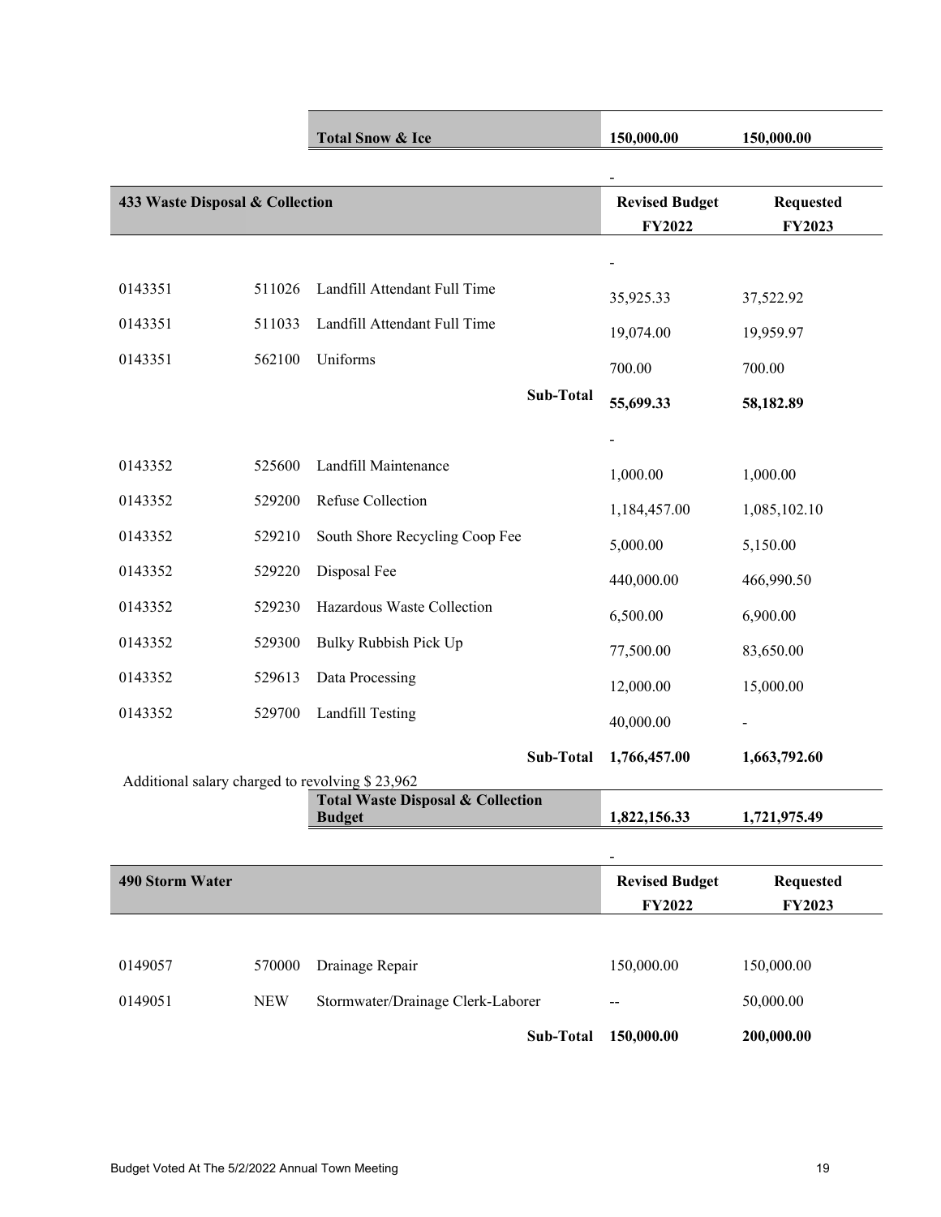| | | Total Snow & Ice | 150,000.00 | 150,000.00 |
|---|---|---|---|---|

| 433 Waste Disposal & Collection | | | Revised Budget FY2022 | Requested FY2023 |
|---|---|---|---|---|
| | | | - | |
| 0143351 | 511026 | Landfill Attendant Full Time | 35,925.33 | 37,522.92 |
| 0143351 | 511033 | Landfill Attendant Full Time | 19,074.00 | 19,959.97 |
| 0143351 | 562100 | Uniforms | 700.00 | 700.00 |
| | | **Sub-Total** | **55,699.33** | **58,182.89** |
| | | | - | |
| 0143352 | 525600 | Landfill Maintenance | 1,000.00 | 1,000.00 |
| 0143352 | 529200 | Refuse Collection | 1,184,457.00 | 1,085,102.10 |
| 0143352 | 529210 | South Shore Recycling Coop Fee | 5,000.00 | 5,150.00 |
| 0143352 | 529220 | Disposal Fee | 440,000.00 | 466,990.50 |
| 0143352 | 529230 | Hazardous Waste Collection | 6,500.00 | 6,900.00 |
| 0143352 | 529300 | Bulky Rubbish Pick Up | 77,500.00 | 83,650.00 |
| 0143352 | 529613 | Data Processing | 12,000.00 | 15,000.00 |
| 0143352 | 529700 | Landfill Testing | 40,000.00 | - |
| | | **Sub-Total** | **1,766,457.00** | **1,663,792.60** |
| Additional salary charged to revolving $ 23,962 | | | | |
| | | **Total Waste Disposal & Collection Budget** | **1,822,156.33** | **1,721,975.49** |
| | | | - | |

| 490 Storm Water | | | Revised Budget FY2022 | Requested FY2023 |
|---|---|---|---|---|
| 0149057 | 570000 | Drainage Repair | 150,000.00 | 150,000.00 |
| 0149051 | NEW | Stormwater/Drainage Clerk-Laborer | -- | 50,000.00 |
| | | **Sub-Total** | **150,000.00** | **200,000.00** |

Budget Voted At The 5/2/2022 Annual Town Meeting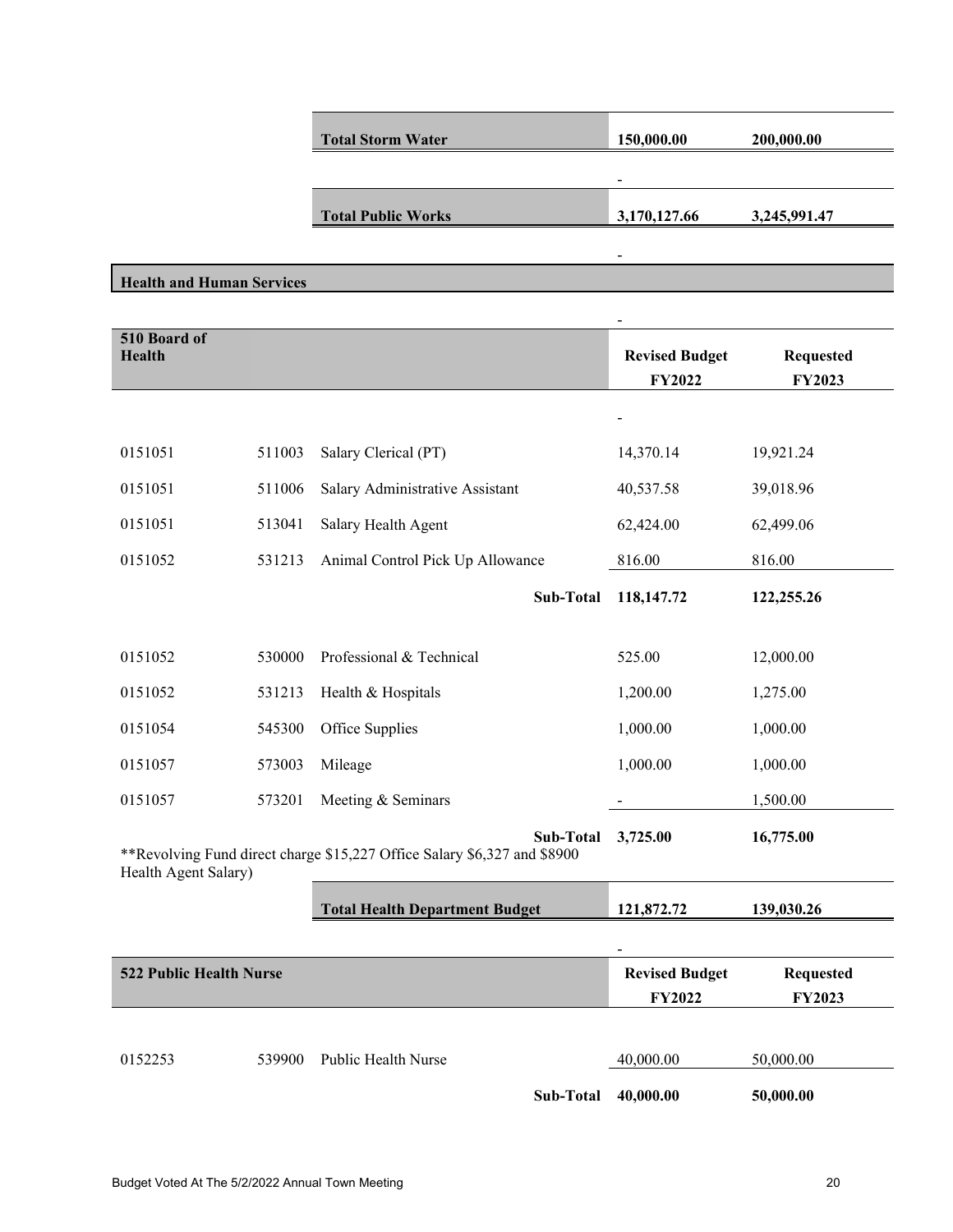| | | | | |
|---|---|---|---|---|
| | | **Total Storm Water** | **150,000.00** | **200,000.00** |
| | | | - | |
| | | **Total Public Works** | **3,170,127.66** | **3,245,991.47** |
| | | | - | |

## Health and Human Services

| **510 Board of Health** | | | **Revised Budget FY2022** | **Requested FY2023** |
|---|---|---|---|---|
| | | | - | |
| 0151051 | 511003 | Salary Clerical (PT) | 14,370.14 | 19,921.24 |
| 0151051 | 511006 | Salary Administrative Assistant | 40,537.58 | 39,018.96 |
| 0151051 | 513041 | Salary Health Agent | 62,424.00 | 62,499.06 |
| 0151052 | 531213 | Animal Control Pick Up Allowance | 816.00 | 816.00 |
| | | **Sub-Total** | **118,147.72** | **122,255.26** |
| 0151052 | 530000 | Professional & Technical | 525.00 | 12,000.00 |
| 0151052 | 531213 | Health & Hospitals | 1,200.00 | 1,275.00 |
| 0151054 | 545300 | Office Supplies | 1,000.00 | 1,000.00 |
| 0151057 | 573003 | Mileage | 1,000.00 | 1,000.00 |
| 0151057 | 573201 | Meeting & Seminars | - | 1,500.00 |
| | | **Sub-Total** | **3,725.00** | **16,775.00** |

**Revolving Fund direct charge $15,227 Office Salary $6,327 and $8900 Health Agent Salary)

| | | | | |
|---|---|---|---|---|
| | | **Total Health Department Budget** | **121,872.72** | **139,030.26** |
| | | | - | |

| **522 Public Health Nurse** | | | **Revised Budget FY2022** | **Requested FY2023** |
|---|---|---|---|---|
| 0152253 | 539900 | Public Health Nurse | 40,000.00 | 50,000.00 |
| | | **Sub-Total** | **40,000.00** | **50,000.00** |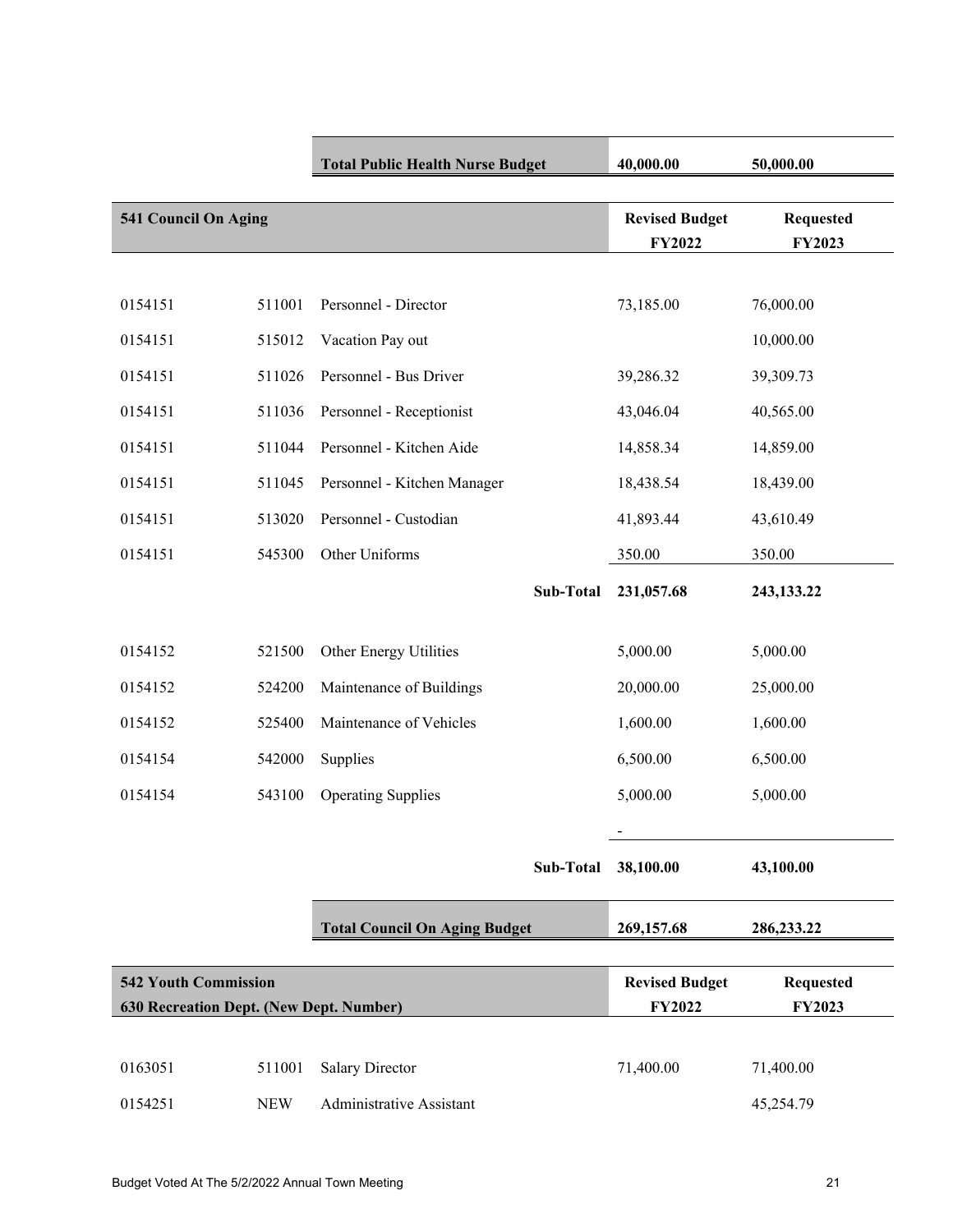| | | Total Public Health Nurse Budget | 40,000.00 | 50,000.00 |
|---|---|---|---|---|

| 541 Council On Aging | | | Revised Budget FY2022 | Requested FY2023 |
|---|---|---|---|---|
| 0154151 | 511001 | Personnel - Director | 73,185.00 | 76,000.00 |
| 0154151 | 515012 | Vacation Pay out | | 10,000.00 |
| 0154151 | 511026 | Personnel - Bus Driver | 39,286.32 | 39,309.73 |
| 0154151 | 511036 | Personnel - Receptionist | 43,046.04 | 40,565.00 |
| 0154151 | 511044 | Personnel - Kitchen Aide | 14,858.34 | 14,859.00 |
| 0154151 | 511045 | Personnel - Kitchen Manager | 18,438.54 | 18,439.00 |
| 0154151 | 513020 | Personnel - Custodian | 41,893.44 | 43,610.49 |
| 0154151 | 545300 | Other Uniforms | 350.00 | 350.00 |
| | | **Sub-Total** | **231,057.68** | **243,133.22** |
| 0154152 | 521500 | Other Energy Utilities | 5,000.00 | 5,000.00 |
| 0154152 | 524200 | Maintenance of Buildings | 20,000.00 | 25,000.00 |
| 0154152 | 525400 | Maintenance of Vehicles | 1,600.00 | 1,600.00 |
| 0154154 | 542000 | Supplies | 6,500.00 | 6,500.00 |
| 0154154 | 543100 | Operating Supplies | 5,000.00 | 5,000.00 |
| | | | - | |
| | | **Sub-Total** | **38,100.00** | **43,100.00** |
| | | **Total Council On Aging Budget** | **269,157.68** | **286,233.22** |

| 542 Youth Commission<br>630 Recreation Dept. (New Dept. Number) | | | Revised Budget FY2022 | Requested FY2023 |
|---|---|---|---|---|
| 0163051 | 511001 | Salary Director | 71,400.00 | 71,400.00 |
| 0154251 | NEW | Administrative Assistant | | 45,254.79 |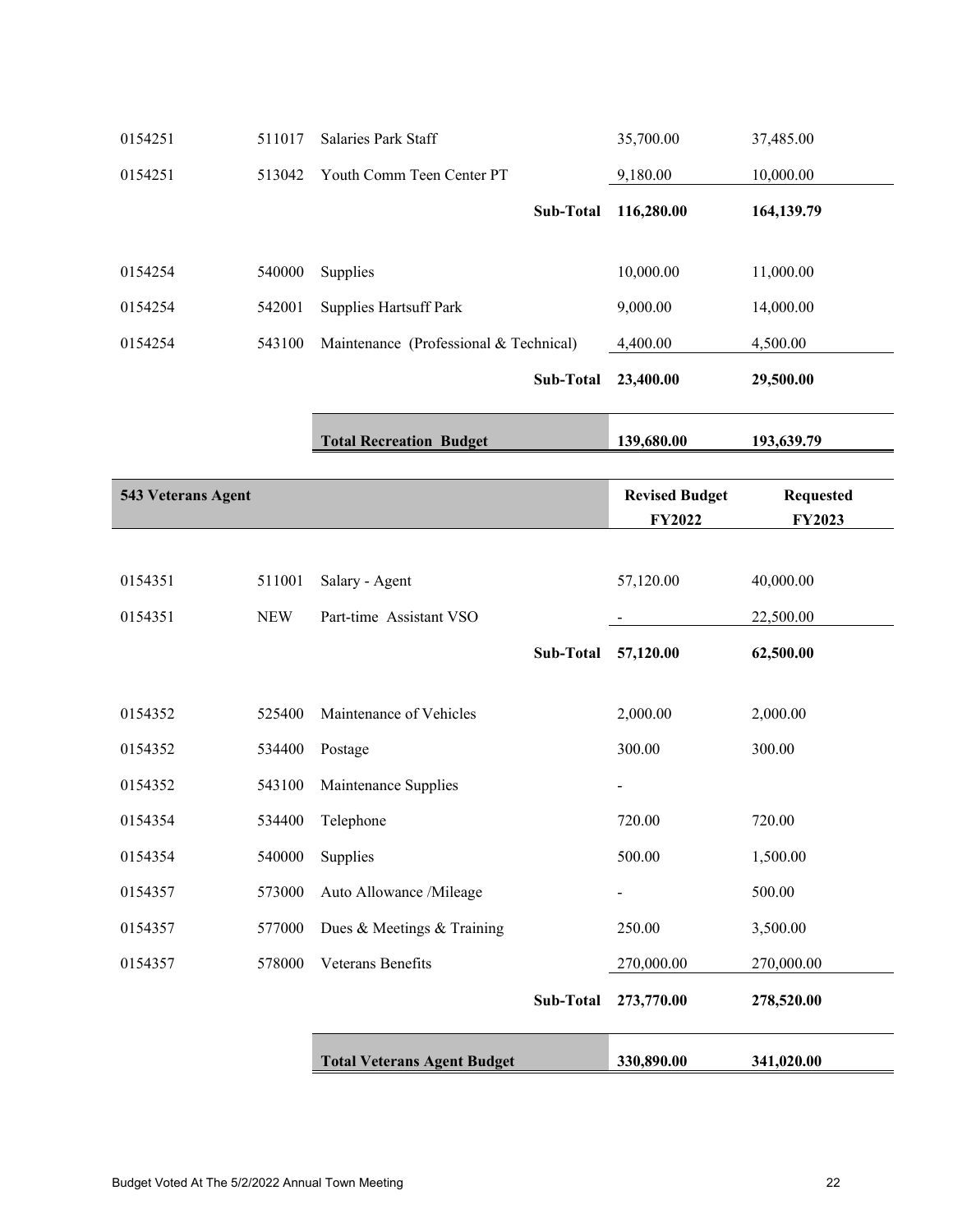| | | | | |
|---|---|---|---|---|
| 0154251 | 511017 | Salaries Park Staff | 35,700.00 | 37,485.00 |
| 0154251 | 513042 | Youth Comm Teen Center PT | 9,180.00 | 10,000.00 |
| | | **Sub-Total** | **116,280.00** | **164,139.79** |
| | | | | |
| 0154254 | 540000 | Supplies | 10,000.00 | 11,000.00 |
| 0154254 | 542001 | Supplies Hartsuff Park | 9,000.00 | 14,000.00 |
| 0154254 | 543100 | Maintenance (Professional & Technical) | 4,400.00 | 4,500.00 |
| | | **Sub-Total** | **23,400.00** | **29,500.00** |
| | | | | |
| | | **Total Recreation Budget** | **139,680.00** | **193,639.79** |

| **543 Veterans Agent** | | | **Revised Budget FY2022** | **Requested FY2023** |
|---|---|---|---|---|
| 0154351 | 511001 | Salary - Agent | 57,120.00 | 40,000.00 |
| 0154351 | NEW | Part-time Assistant VSO | - | 22,500.00 |
| | | **Sub-Total** | **57,120.00** | **62,500.00** |
| | | | | |
| 0154352 | 525400 | Maintenance of Vehicles | 2,000.00 | 2,000.00 |
| 0154352 | 534400 | Postage | 300.00 | 300.00 |
| 0154352 | 543100 | Maintenance Supplies | - | |
| 0154354 | 534400 | Telephone | 720.00 | 720.00 |
| 0154354 | 540000 | Supplies | 500.00 | 1,500.00 |
| 0154357 | 573000 | Auto Allowance /Mileage | - | 500.00 |
| 0154357 | 577000 | Dues & Meetings & Training | 250.00 | 3,500.00 |
| 0154357 | 578000 | Veterans Benefits | 270,000.00 | 270,000.00 |
| | | **Sub-Total** | **273,770.00** | **278,520.00** |
| | | | | |
| | | **Total Veterans Agent Budget** | **330,890.00** | **341,020.00** |

Budget Voted At The 5/2/2022 Annual Town Meeting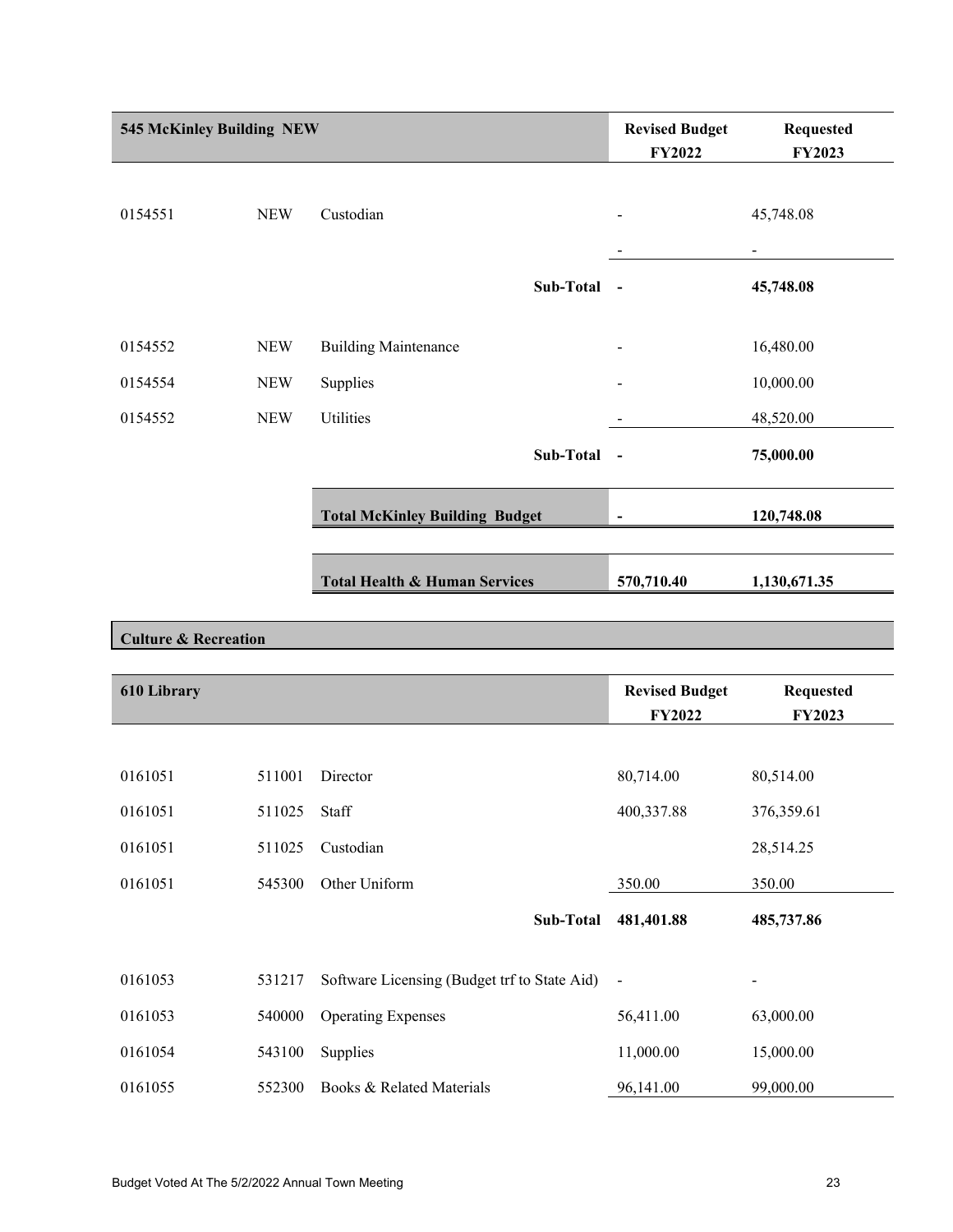| 545 McKinley Building NEW | | | Revised Budget FY2022 | Requested FY2023 |
|---|---|---|---|---|
| 0154551 | NEW | Custodian | - | 45,748.08 |
| | | | - | - |
| | | **Sub-Total** | **-** | **45,748.08** |
| 0154552 | NEW | Building Maintenance | - | 16,480.00 |
| 0154554 | NEW | Supplies | - | 10,000.00 |
| 0154552 | NEW | Utilities | - | 48,520.00 |
| | | **Sub-Total** | **-** | **75,000.00** |
| | | **Total McKinley Building Budget** | **-** | **120,748.08** |
| | | **Total Health & Human Services** | **570,710.40** | **1,130,671.35** |

## Culture & Recreation

| 610 Library | | | Revised Budget FY2022 | Requested FY2023 |
|---|---|---|---|---|
| 0161051 | 511001 | Director | 80,714.00 | 80,514.00 |
| 0161051 | 511025 | Staff | 400,337.88 | 376,359.61 |
| 0161051 | 511025 | Custodian | | 28,514.25 |
| 0161051 | 545300 | Other Uniform | 350.00 | 350.00 |
| | | **Sub-Total** | **481,401.88** | **485,737.86** |
| 0161053 | 531217 | Software Licensing (Budget trf to State Aid) | - | - |
| 0161053 | 540000 | Operating Expenses | 56,411.00 | 63,000.00 |
| 0161054 | 543100 | Supplies | 11,000.00 | 15,000.00 |
| 0161055 | 552300 | Books & Related Materials | 96,141.00 | 99,000.00 |

Budget Voted At The 5/2/2022 Annual Town Meeting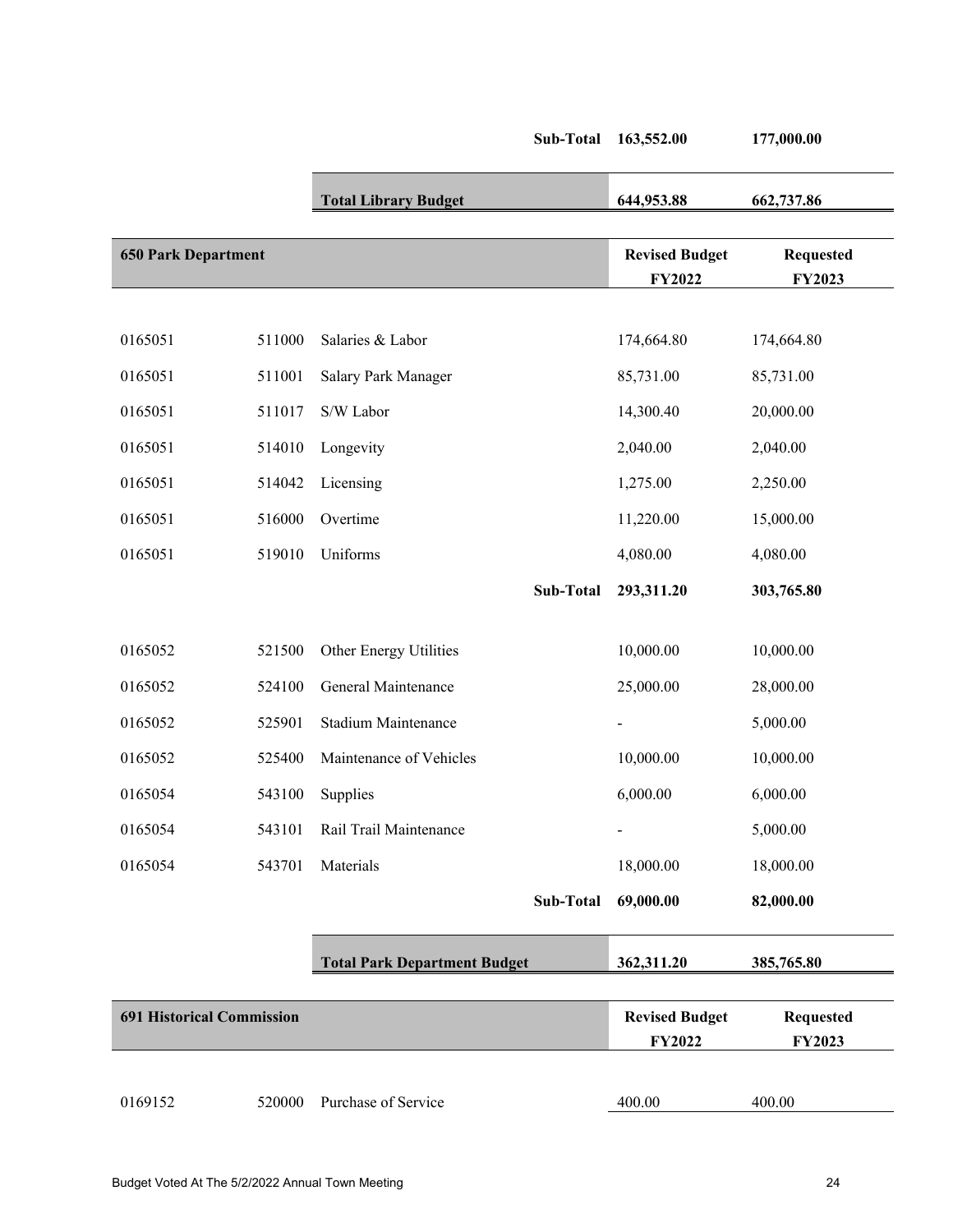| | | | | |
|---|---|---|---|---|
| | | Sub-Total | 163,552.00 | 177,000.00 |
| | | **Total Library Budget** | **644,953.88** | **662,737.86** |

| 650 Park Department | | | Revised Budget FY2022 | Requested FY2023 |
|---|---|---|---|---|
| 0165051 | 511000 | Salaries & Labor | 174,664.80 | 174,664.80 |
| 0165051 | 511001 | Salary Park Manager | 85,731.00 | 85,731.00 |
| 0165051 | 511017 | S/W Labor | 14,300.40 | 20,000.00 |
| 0165051 | 514010 | Longevity | 2,040.00 | 2,040.00 |
| 0165051 | 514042 | Licensing | 1,275.00 | 2,250.00 |
| 0165051 | 516000 | Overtime | 11,220.00 | 15,000.00 |
| 0165051 | 519010 | Uniforms | 4,080.00 | 4,080.00 |
| | | **Sub-Total** | **293,311.20** | **303,765.80** |
| 0165052 | 521500 | Other Energy Utilities | 10,000.00 | 10,000.00 |
| 0165052 | 524100 | General Maintenance | 25,000.00 | 28,000.00 |
| 0165052 | 525901 | Stadium Maintenance | - | 5,000.00 |
| 0165052 | 525400 | Maintenance of Vehicles | 10,000.00 | 10,000.00 |
| 0165054 | 543100 | Supplies | 6,000.00 | 6,000.00 |
| 0165054 | 543101 | Rail Trail Maintenance | - | 5,000.00 |
| 0165054 | 543701 | Materials | 18,000.00 | 18,000.00 |
| | | **Sub-Total** | **69,000.00** | **82,000.00** |
| | | **Total Park Department Budget** | **362,311.20** | **385,765.80** |

| 691 Historical Commission | | | Revised Budget FY2022 | Requested FY2023 |
|---|---|---|---|---|
| 0169152 | 520000 | Purchase of Service | 400.00 | 400.00 |

Budget Voted At The 5/2/2022 Annual Town Meeting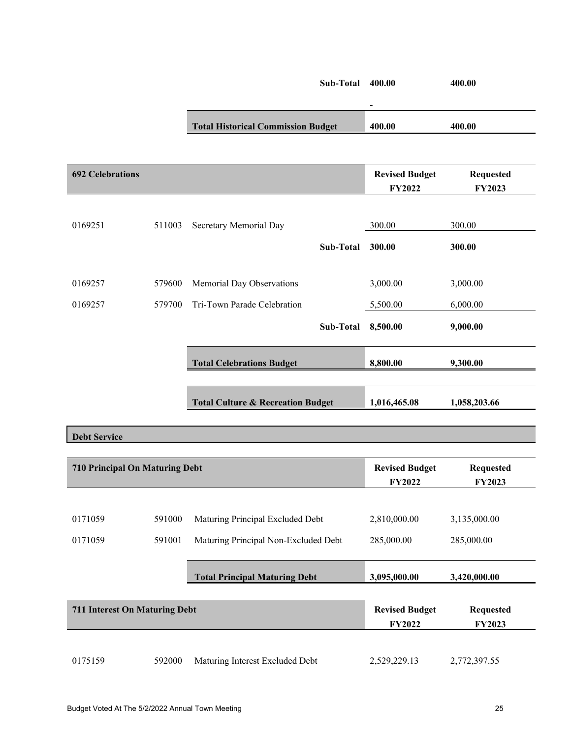| | | | | |
|---|---|---|---|---|
| | | Sub-Total | 400.00 | 400.00 |
| | | | - | |
| | | **Total Historical Commission Budget** | **400.00** | **400.00** |

| 692 Celebrations | | | Revised Budget FY2022 | Requested FY2023 |
|---|---|---|---|---|
| 0169251 | 511003 | Secretary Memorial Day | 300.00 | 300.00 |
| | | **Sub-Total** | **300.00** | **300.00** |
| 0169257 | 579600 | Memorial Day Observations | 3,000.00 | 3,000.00 |
| 0169257 | 579700 | Tri-Town Parade Celebration | 5,500.00 | 6,000.00 |
| | | **Sub-Total** | **8,500.00** | **9,000.00** |
| | | **Total Celebrations Budget** | **8,800.00** | **9,300.00** |
| | | **Total Culture & Recreation Budget** | **1,016,465.08** | **1,058,203.66** |

## Debt Service

| 710 Principal On Maturing Debt | | | Revised Budget FY2022 | Requested FY2023 |
|---|---|---|---|---|
| 0171059 | 591000 | Maturing Principal Excluded Debt | 2,810,000.00 | 3,135,000.00 |
| 0171059 | 591001 | Maturing Principal Non-Excluded Debt | 285,000.00 | 285,000.00 |
| | | **Total Principal Maturing Debt** | **3,095,000.00** | **3,420,000.00** |

| 711 Interest On Maturing Debt | | | Revised Budget FY2022 | Requested FY2023 |
|---|---|---|---|---|
| 0175159 | 592000 | Maturing Interest Excluded Debt | 2,529,229.13 | 2,772,397.55 |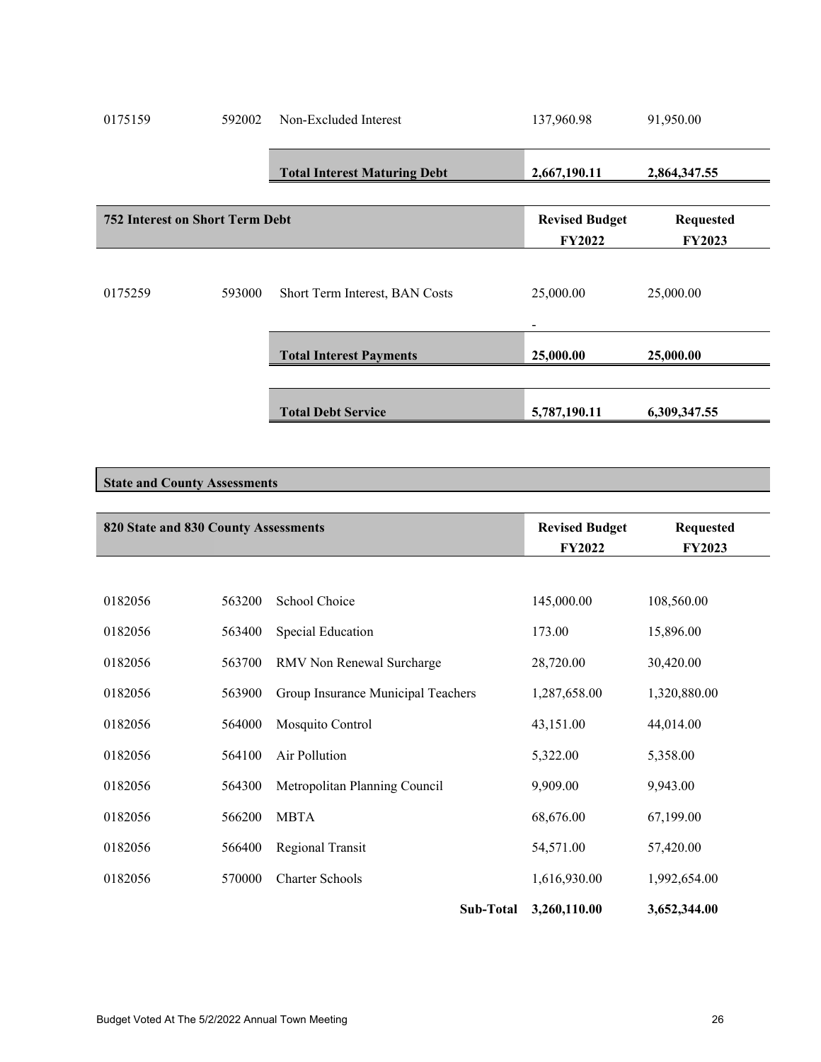| | | | | |
|---|---|---|---|---|
| 0175159 | 592002 | Non-Excluded Interest | 137,960.98 | 91,950.00 |
| | | **Total Interest Maturing Debt** | **2,667,190.11** | **2,864,347.55** |

| **752 Interest on Short Term Debt** | | | **Revised Budget FY2022** | **Requested FY2023** |
|---|---|---|---|---|
| 0175259 | 593000 | Short Term Interest, BAN Costs | 25,000.00 | 25,000.00 |
| | | | - | |
| | | **Total Interest Payments** | **25,000.00** | **25,000.00** |
| | | **Total Debt Service** | **5,787,190.11** | **6,309,347.55** |

**State and County Assessments**

| **820 State and 830 County Assessments** | | | **Revised Budget FY2022** | **Requested FY2023** |
|---|---|---|---|---|
| 0182056 | 563200 | School Choice | 145,000.00 | 108,560.00 |
| 0182056 | 563400 | Special Education | 173.00 | 15,896.00 |
| 0182056 | 563700 | RMV Non Renewal Surcharge | 28,720.00 | 30,420.00 |
| 0182056 | 563900 | Group Insurance Municipal Teachers | 1,287,658.00 | 1,320,880.00 |
| 0182056 | 564000 | Mosquito Control | 43,151.00 | 44,014.00 |
| 0182056 | 564100 | Air Pollution | 5,322.00 | 5,358.00 |
| 0182056 | 564300 | Metropolitan Planning Council | 9,909.00 | 9,943.00 |
| 0182056 | 566200 | MBTA | 68,676.00 | 67,199.00 |
| 0182056 | 566400 | Regional Transit | 54,571.00 | 57,420.00 |
| 0182056 | 570000 | Charter Schools | 1,616,930.00 | 1,992,654.00 |
| | | **Sub-Total** | **3,260,110.00** | **3,652,344.00** |

Budget Voted At The 5/2/2022 Annual Town Meeting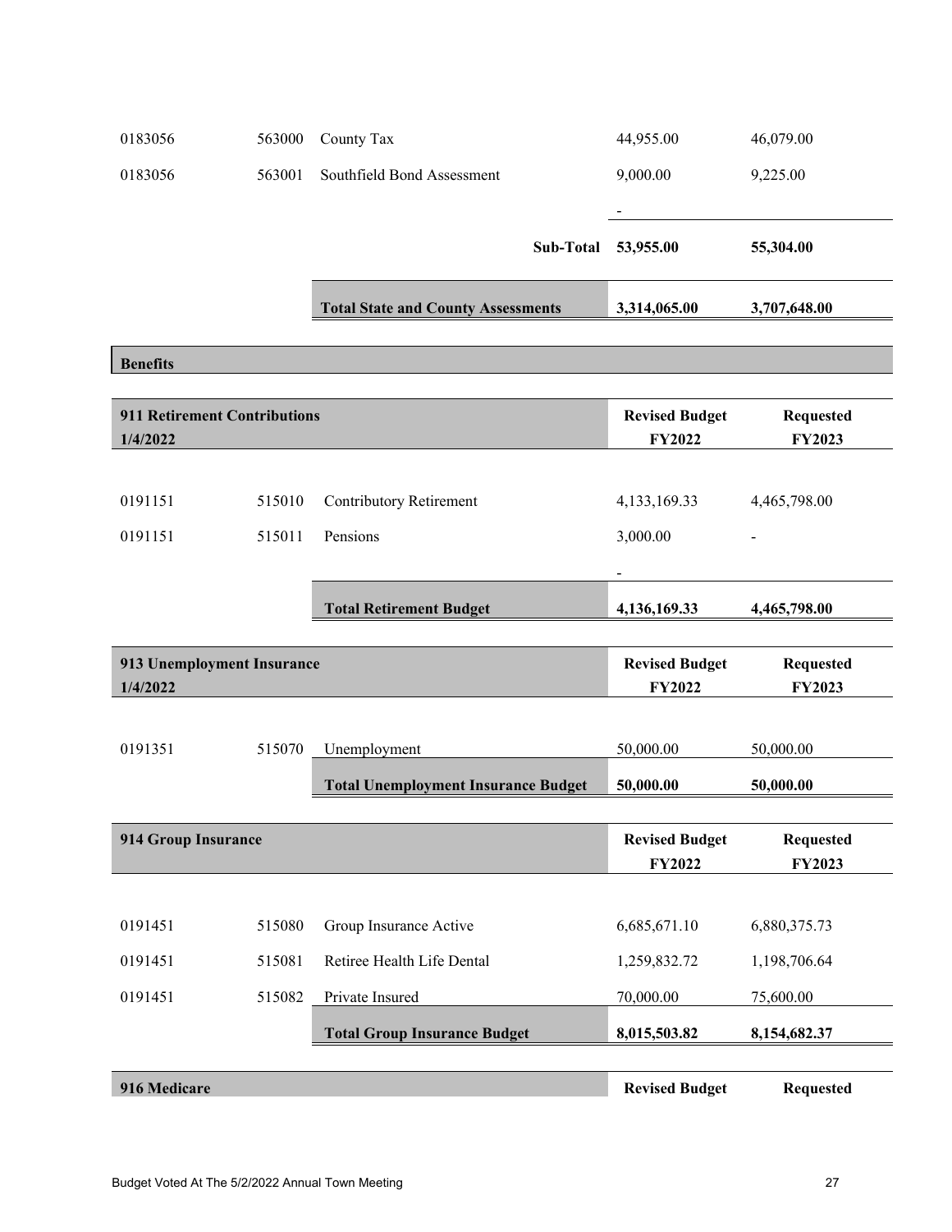| | | | | |
|---|---|---|---|---|
| 0183056 | 563000 | County Tax | 44,955.00 | 46,079.00 |
| 0183056 | 563001 | Southfield Bond Assessment | 9,000.00 | 9,225.00 |
| | | | - | |
| | | **Sub-Total** | **53,955.00** | **55,304.00** |
| | | **Total State and County Assessments** | **3,314,065.00** | **3,707,648.00** |

## Benefits

| **911 Retirement Contributions 1/4/2022** | | | **Revised Budget FY2022** | **Requested FY2023** |
|---|---|---|---|---|
| 0191151 | 515010 | Contributory Retirement | 4,133,169.33 | 4,465,798.00 |
| 0191151 | 515011 | Pensions | 3,000.00 | - |
| | | | - | |
| | | **Total Retirement Budget** | **4,136,169.33** | **4,465,798.00** |

| **913 Unemployment Insurance 1/4/2022** | | | **Revised Budget FY2022** | **Requested FY2023** |
|---|---|---|---|---|
| 0191351 | 515070 | Unemployment | 50,000.00 | 50,000.00 |
| | | **Total Unemployment Insurance Budget** | **50,000.00** | **50,000.00** |

| **914 Group Insurance** | | | **Revised Budget FY2022** | **Requested FY2023** |
|---|---|---|---|---|
| 0191451 | 515080 | Group Insurance Active | 6,685,671.10 | 6,880,375.73 |
| 0191451 | 515081 | Retiree Health Life Dental | 1,259,832.72 | 1,198,706.64 |
| 0191451 | 515082 | Private Insured | 70,000.00 | 75,600.00 |
| | | **Total Group Insurance Budget** | **8,015,503.82** | **8,154,682.37** |

| **916 Medicare** | | | **Revised Budget** | **Requested** |
|---|---|---|---|---|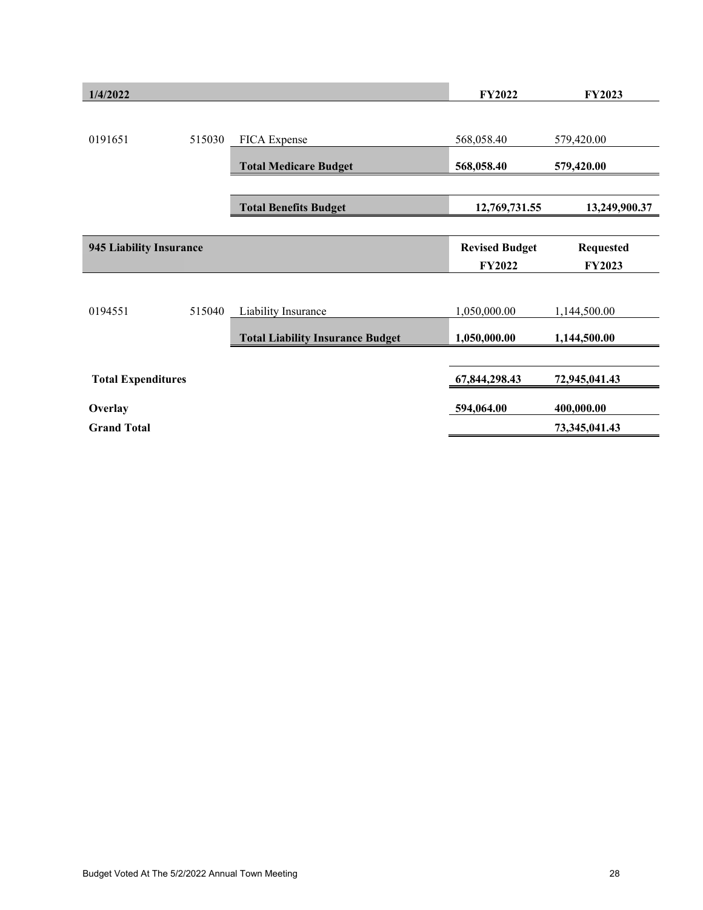| 1/4/2022 | | | FY2022 | FY2023 |
|---|---|---|---|---|
| 0191651 | 515030 | FICA Expense | 568,058.40 | 579,420.00 |
| | | **Total Medicare Budget** | **568,058.40** | **579,420.00** |
| | | **Total Benefits Budget** | **12,769,731.55** | **13,249,900.37** |

| **945 Liability Insurance** | | | **Revised Budget FY2022** | **Requested FY2023** |
|---|---|---|---|---|
| 0194551 | 515040 | Liability Insurance | 1,050,000.00 | 1,144,500.00 |
| | | **Total Liability Insurance Budget** | **1,050,000.00** | **1,144,500.00** |
| **Total Expenditures** | | | **67,844,298.43** | **72,945,041.43** |
| **Overlay** | | | **594,064.00** | **400,000.00** |
| **Grand Total** | | | | **73,345,041.43** |

Budget Voted At The 5/2/2022 Annual Town Meeting